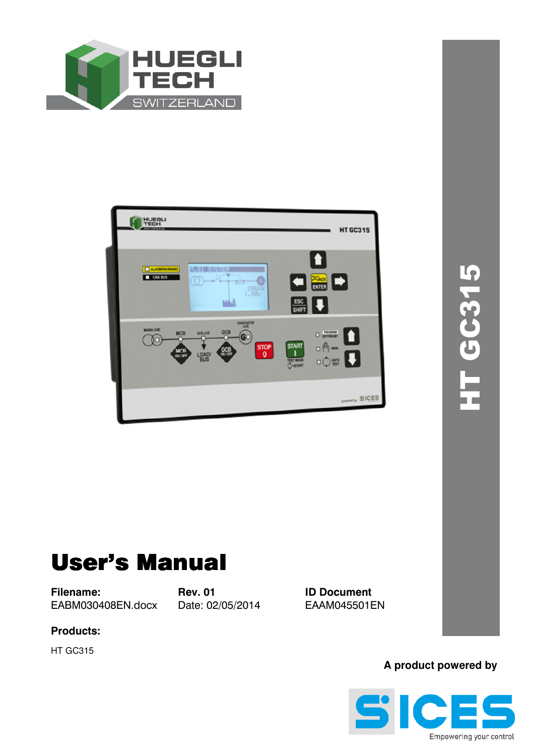HUEGLI TECH SWITZERLAND

HT GC315

# User's Manual

**Filename:** EABM030408EN.docx

**Rev. 01** Date: 02/05/2014

**ID Document** EAAM045501EN

**Products:**

HT GC315

**A product powered by**

SICES Empowering your control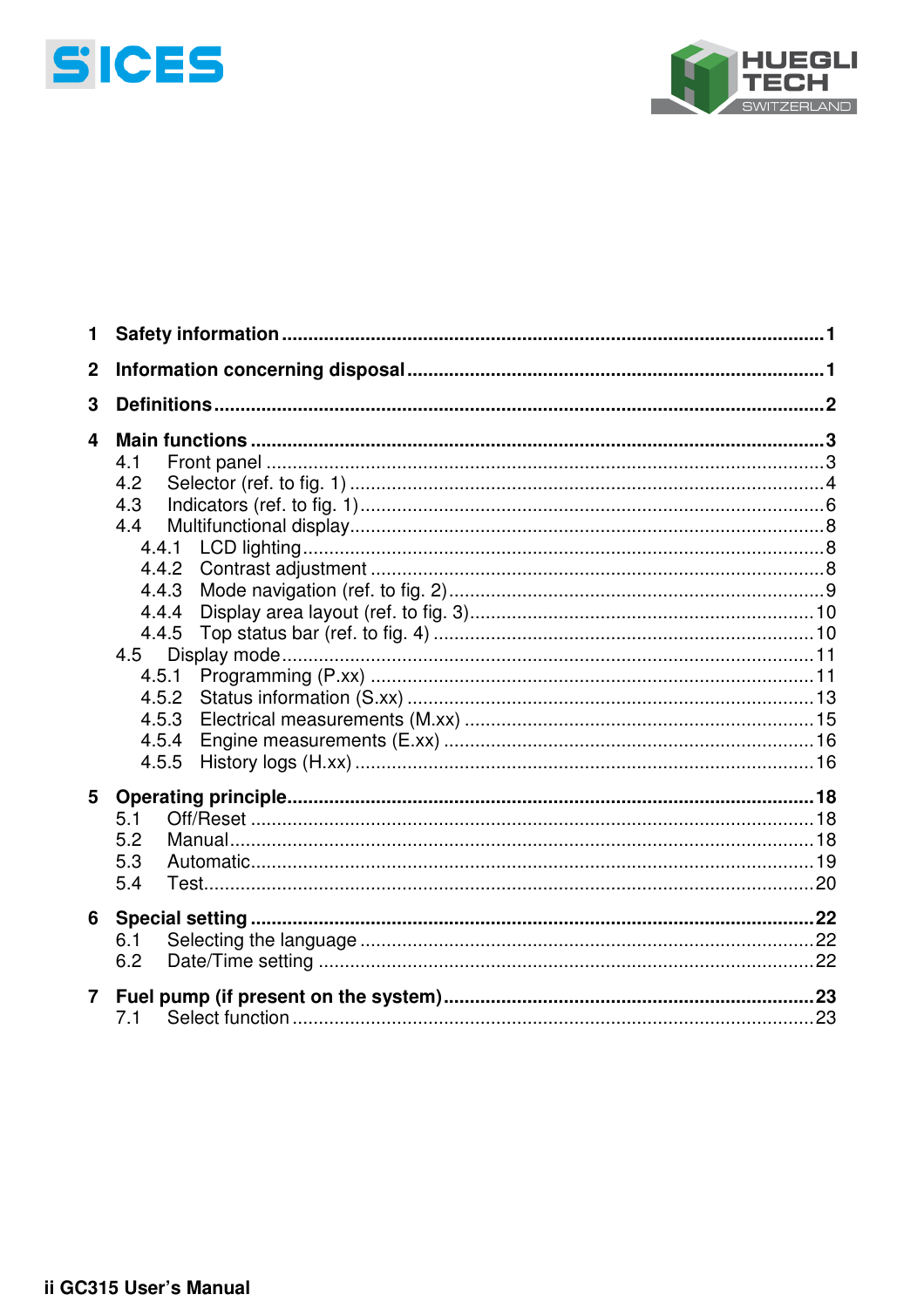1 **Safety information** ........................................................................................................ 1

2 **Information concerning disposal** ................................................................................ 1

3 **Definitions** ..................................................................................................................... 2

4 **Main functions** ............................................................................................................. 3

- 4.1 Front panel ............................................................................................................ 3
- 4.2 Selector (ref. to fig. 1) ........................................................................................... 4
- 4.3 Indicators (ref. to fig. 1) ......................................................................................... 6
- 4.4 Multifunctional display ........................................................................................... 8
  - 4.4.1 LCD lighting ..................................................................................................... 8
  - 4.4.2 Contrast adjustment ......................................................................................... 8
  - 4.4.3 Mode navigation (ref. to fig. 2) ......................................................................... 9
  - 4.4.4 Display area layout (ref. to fig. 3) .................................................................. 10
  - 4.4.5 Top status bar (ref. to fig. 4) .......................................................................... 10
- 4.5 Display mode ....................................................................................................... 11
  - 4.5.1 Programming (P.xx) ....................................................................................... 11
  - 4.5.2 Status information (S.xx) ............................................................................... 13
  - 4.5.3 Electrical measurements (M.xx) .................................................................... 15
  - 4.5.4 Engine measurements (E.xx) ......................................................................... 16
  - 4.5.5 History logs (H.xx) ......................................................................................... 16

5 **Operating principle** ..................................................................................................... 18

- 5.1 Off/Reset ............................................................................................................. 18
- 5.2 Manual ................................................................................................................. 18
- 5.3 Automatic ............................................................................................................. 19
- 5.4 Test ...................................................................................................................... 20

6 **Special setting** ............................................................................................................ 22

- 6.1 Selecting the language ......................................................................................... 22
- 6.2 Date/Time setting ................................................................................................. 22

7 **Fuel pump (if present on the system)** ....................................................................... 23

- 7.1 Select function ...................................................................................................... 23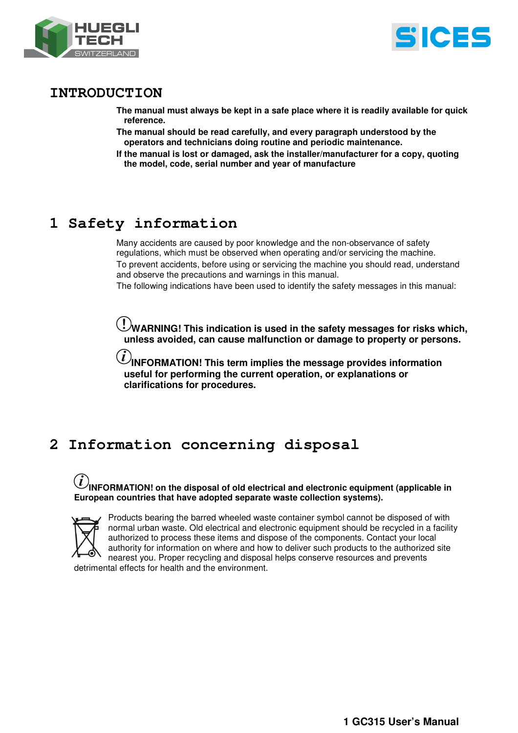# INTRODUCTION

**The manual must always be kept in a safe place where it is readily available for quick reference.**

**The manual should be read carefully, and every paragraph understood by the operators and technicians doing routine and periodic maintenance.**

**If the manual is lost or damaged, ask the installer/manufacturer for a copy, quoting the model, code, serial number and year of manufacture**

# 1 Safety information

Many accidents are caused by poor knowledge and the non-observance of safety regulations, which must be observed when operating and/or servicing the machine.

To prevent accidents, before using or servicing the machine you should read, understand and observe the precautions and warnings in this manual.

The following indications have been used to identify the safety messages in this manual:

**WARNING! This indication is used in the safety messages for risks which, unless avoided, can cause malfunction or damage to property or persons.**

**INFORMATION! This term implies the message provides information useful for performing the current operation, or explanations or clarifications for procedures.**

# 2 Information concerning disposal

**INFORMATION! on the disposal of old electrical and electronic equipment (applicable in European countries that have adopted separate waste collection systems).**

Products bearing the barred wheeled waste container symbol cannot be disposed of with normal urban waste. Old electrical and electronic equipment should be recycled in a facility authorized to process these items and dispose of the components. Contact your local authority for information on where and how to deliver such products to the authorized site nearest you. Proper recycling and disposal helps conserve resources and prevents detrimental effects for health and the environment.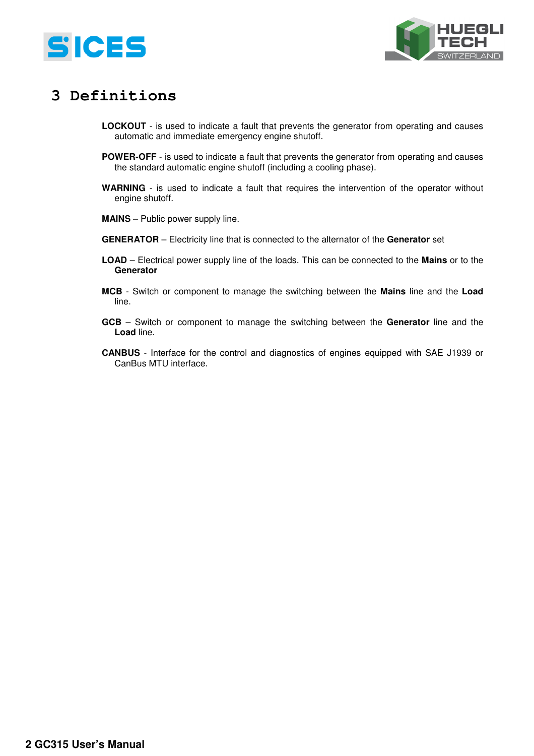# 3 Definitions

**LOCKOUT** - is used to indicate a fault that prevents the generator from operating and causes automatic and immediate emergency engine shutoff.

**POWER-OFF** - is used to indicate a fault that prevents the generator from operating and causes the standard automatic engine shutoff (including a cooling phase).

**WARNING** - is used to indicate a fault that requires the intervention of the operator without engine shutoff.

**MAINS** – Public power supply line.

**GENERATOR** – Electricity line that is connected to the alternator of the **Generator** set

**LOAD** – Electrical power supply line of the loads. This can be connected to the **Mains** or to the **Generator**

**MCB** - Switch or component to manage the switching between the **Mains** line and the **Load** line.

**GCB** – Switch or component to manage the switching between the **Generator** line and the **Load** line.

**CANBUS** - Interface for the control and diagnostics of engines equipped with SAE J1939 or CanBus MTU interface.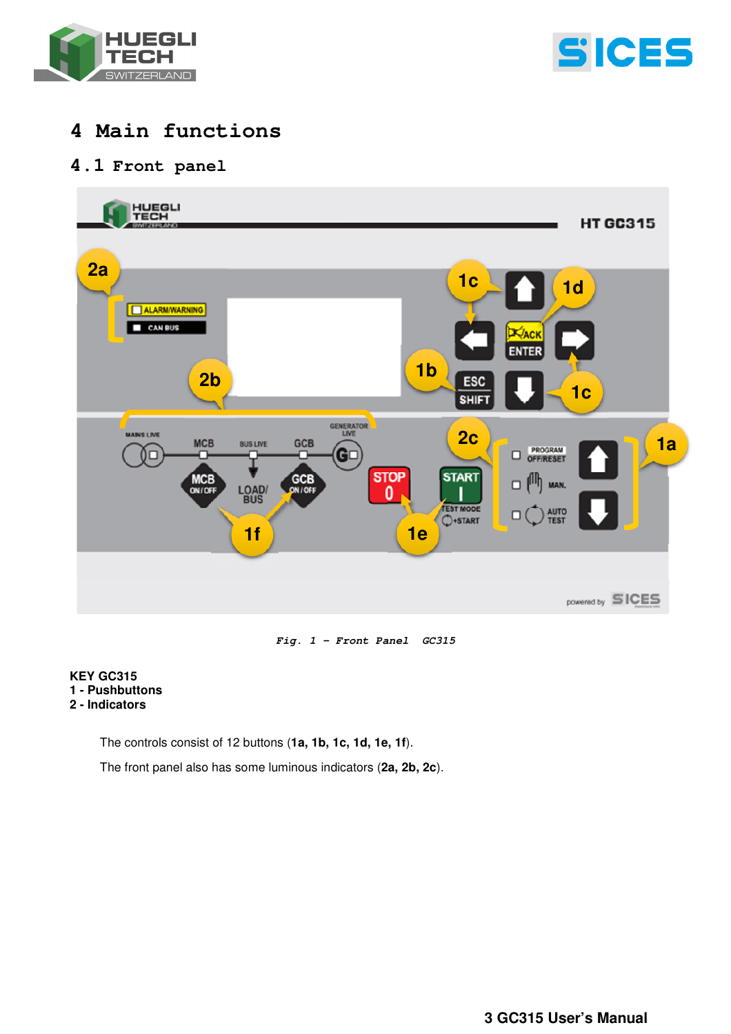# 4 Main functions

## 4.1 Front panel

*Fig. 1 – Front Panel GC315*

**KEY GC315**
**1 - Pushbuttons**
**2 - Indicators**

The controls consist of 12 buttons (**1a, 1b, 1c, 1d, 1e, 1f**).

The front panel also has some luminous indicators (**2a, 2b, 2c**).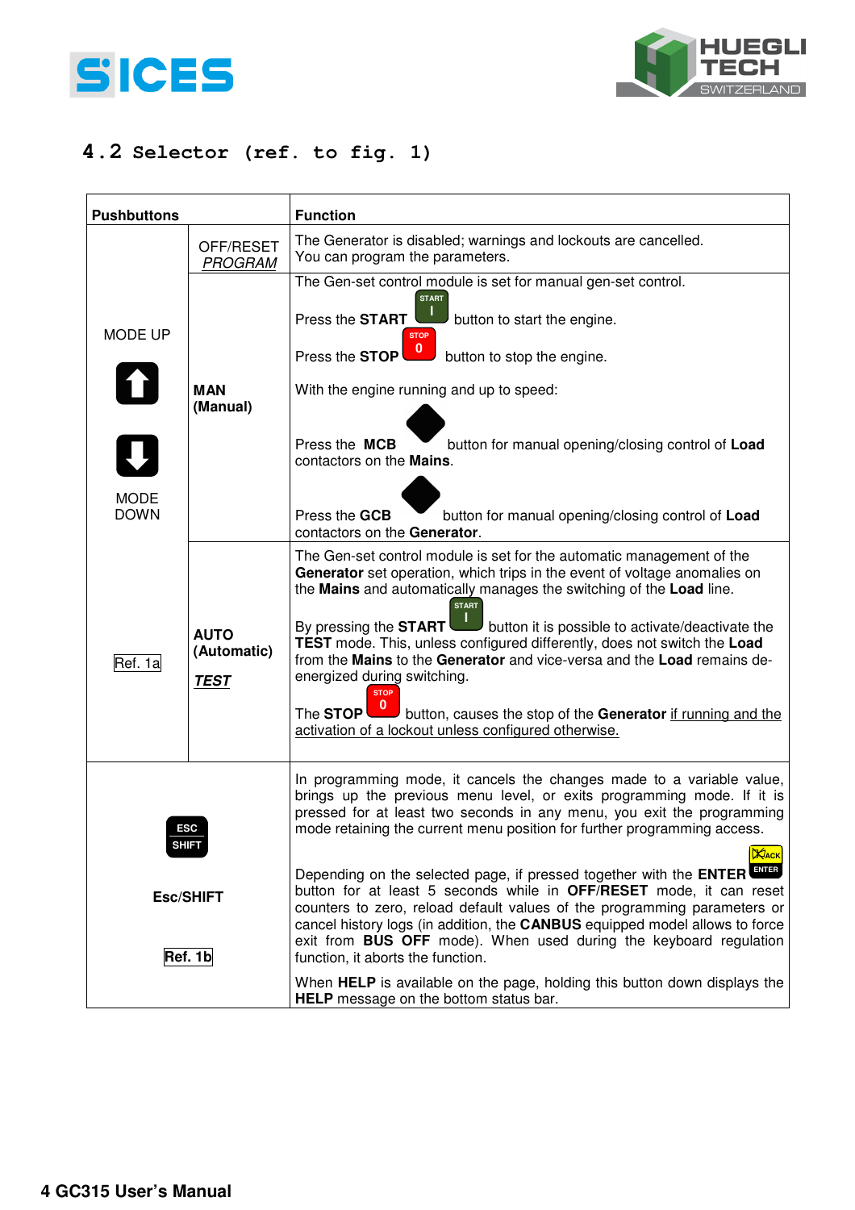## 4.2 Selector (ref. to fig. 1)

| Pushbuttons | | Function |
|---|---|---|
| MODE UP<br><br>MODE DOWN<br><br>Ref. 1a | OFF/RESET<br>*PROGRAM* | The Generator is disabled; warnings and lockouts are cancelled.<br>You can program the parameters. |
| | **MAN (Manual)** | The Gen-set control module is set for manual gen-set control.<br><br>Press the **START** button to start the engine.<br><br>Press the **STOP** button to stop the engine.<br><br>With the engine running and up to speed:<br><br>Press the **MCB** button for manual opening/closing control of **Load** contactors on the **Mains**.<br><br>Press the **GCB** button for manual opening/closing control of **Load** contactors on the **Generator**. |
| | **AUTO (Automatic)**<br><br>***TEST*** | The Gen-set control module is set for the automatic management of the **Generator** set operation, which trips in the event of voltage anomalies on the **Mains** and automatically manages the switching of the **Load** line.<br><br>By pressing the **START** button it is possible to activate/deactivate the **TEST** mode. This, unless configured differently, does not switch the **Load** from the **Mains** to the **Generator** and vice-versa and the **Load** remains de-energized during switching.<br><br>The **STOP** button, causes the stop of the **Generator** if running and the activation of a lockout unless configured otherwise. |
| ESC SHIFT<br><br>**Esc/SHIFT**<br><br>**Ref. 1b** | | In programming mode, it cancels the changes made to a variable value, brings up the previous menu level, or exits programming mode. If it is pressed for at least two seconds in any menu, you exit the programming mode retaining the current menu position for further programming access.<br><br>Depending on the selected page, if pressed together with the **ENTER** button for at least 5 seconds while in **OFF/RESET** mode, it can reset counters to zero, reload default values of the programming parameters or cancel history logs (in addition, the **CANBUS** equipped model allows to force exit from **BUS OFF** mode). When used during the keyboard regulation function, it aborts the function.<br><br>When **HELP** is available on the page, holding this button down displays the **HELP** message on the bottom status bar. |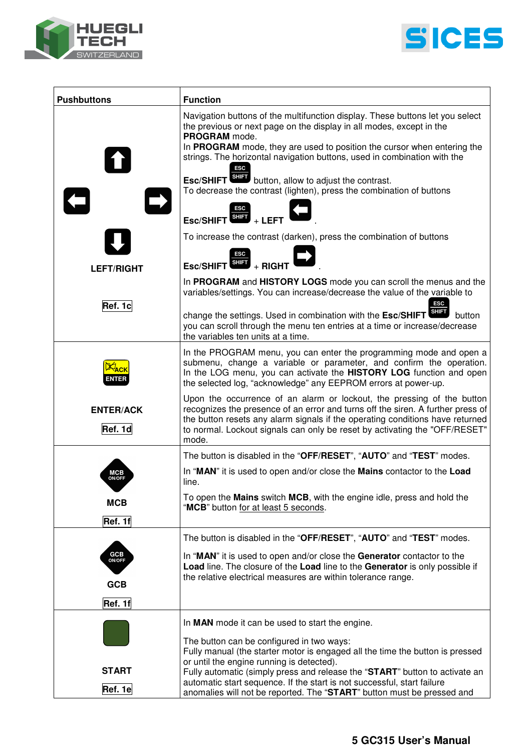| Pushbuttons | Function |
|---|---|
| LEFT/RIGHT<br><br>Ref. 1c | Navigation buttons of the multifunction display. These buttons let you select the previous or next page on the display in all modes, except in the **PROGRAM** mode.<br>In **PROGRAM** mode, they are used to position the cursor when entering the strings. The horizontal navigation buttons, used in combination with the **Esc/SHIFT** button, allow to adjust the contrast.<br>To decrease the contrast (lighten), press the combination of buttons<br>**Esc/SHIFT** + **LEFT** .<br>To increase the contrast (darken), press the combination of buttons<br>**Esc/SHIFT** + **RIGHT** .<br>In **PROGRAM** and **HISTORY LOGS** mode you can scroll the menus and the variables/settings. You can increase/decrease the value of the variable to change the settings. Used in combination with the **Esc/SHIFT** button you can scroll through the menu ten entries at a time or increase/decrease the variables ten units at a time. |
| ENTER/ACK<br><br>Ref. 1d | In the PROGRAM menu, you can enter the programming mode and open a submenu, change a variable or parameter, and confirm the operation. In the LOG menu, you can activate the **HISTORY LOG** function and open the selected log, "acknowledge" any EEPROM errors at power-up.<br>Upon the occurrence of an alarm or lockout, the pressing of the button recognizes the presence of an error and turns off the siren. A further press of the button resets any alarm signals if the operating conditions have returned to normal. Lockout signals can only be reset by activating the "OFF/RESET" mode. |
| MCB<br><br>Ref. 1f | The button is disabled in the "**OFF/RESET**", "**AUTO**" and "**TEST**" modes.<br>In "**MAN**" it is used to open and/or close the **Mains** contactor to the **Load** line.<br>To open the **Mains** switch **MCB**, with the engine idle, press and hold the "**MCB**" button for at least 5 seconds. |
| GCB<br><br>Ref. 1f | The button is disabled in the "**OFF/RESET**", "**AUTO**" and "**TEST**" modes.<br>In "**MAN**" it is used to open and/or close the **Generator** contactor to the **Load** line. The closure of the **Load** line to the **Generator** is only possible if the relative electrical measures are within tolerance range. |
| START<br><br>Ref. 1e | In **MAN** mode it can be used to start the engine.<br>The button can be configured in two ways:<br>Fully manual (the starter motor is engaged all the time the button is pressed or until the engine running is detected).<br>Fully automatic (simply press and release the "**START**" button to activate an automatic start sequence. If the start is not successful, start failure anomalies will not be reported. The "**START**" button must be pressed and |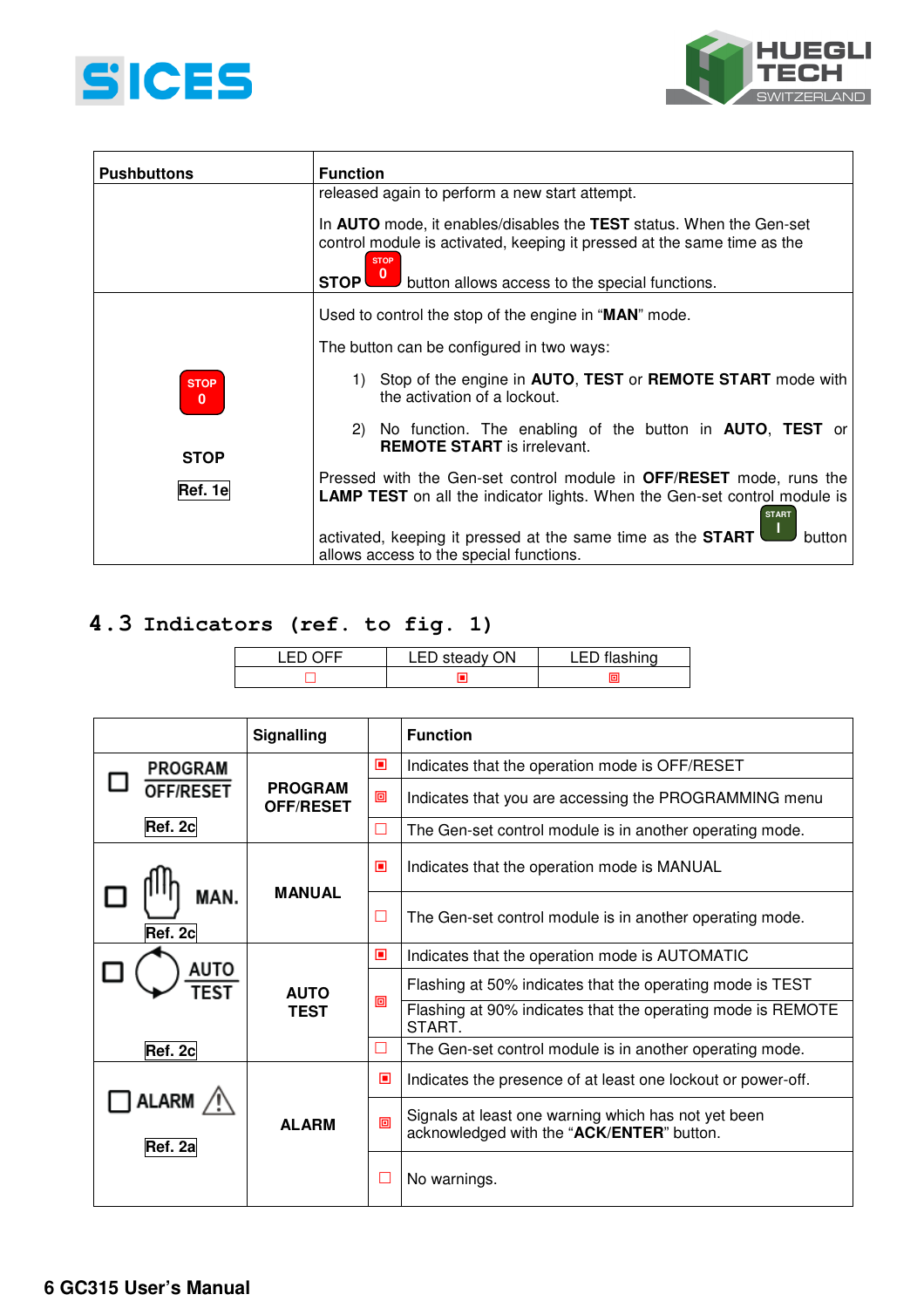| Pushbuttons | Function |
|---|---|
| | released again to perform a new start attempt.<br><br>In **AUTO** mode, it enables/disables the **TEST** status. When the Gen-set control module is activated, keeping it pressed at the same time as the **STOP** button allows access to the special functions. |
| STOP 0<br><br>**STOP**<br><br>**Ref. 1e** | Used to control the stop of the engine in "**MAN**" mode.<br><br>The button can be configured in two ways:<br><br>1) Stop of the engine in **AUTO**, **TEST** or **REMOTE START** mode with the activation of a lockout.<br><br>2) No function. The enabling of the button in **AUTO**, **TEST** or **REMOTE START** is irrelevant.<br><br>Pressed with the Gen-set control module in **OFF/RESET** mode, runs the **LAMP TEST** on all the indicator lights. When the Gen-set control module is activated, keeping it pressed at the same time as the **START** button allows access to the special functions. |

## 4.3 Indicators (ref. to fig. 1)

| LED OFF | LED steady ON | LED flashing |
|---|---|---|
| ☐ | ▣ | ▣ |

| | Signalling | | Function |
|---|---|---|---|
| PROGRAM OFF/RESET<br>**Ref. 2c** | **PROGRAM OFF/RESET** | ▣ | Indicates that the operation mode is OFF/RESET |
| | | ▣ | Indicates that you are accessing the PROGRAMMING menu |
| | | ☐ | The Gen-set control module is in another operating mode. |
| MAN.<br>**Ref. 2c** | **MANUAL** | ▣ | Indicates that the operation mode is MANUAL |
| | | ☐ | The Gen-set control module is in another operating mode. |
| AUTO TEST<br>**Ref. 2c** | **AUTO TEST** | ▣ | Indicates that the operation mode is AUTOMATIC |
| | | ▣ | Flashing at 50% indicates that the operating mode is TEST |
| | | | Flashing at 90% indicates that the operating mode is REMOTE START. |
| | | ☐ | The Gen-set control module is in another operating mode. |
| ALARM<br>**Ref. 2a** | **ALARM** | ▣ | Indicates the presence of at least one lockout or power-off. |
| | | ▣ | Signals at least one warning which has not yet been acknowledged with the "**ACK/ENTER**" button. |
| | | ☐ | No warnings. |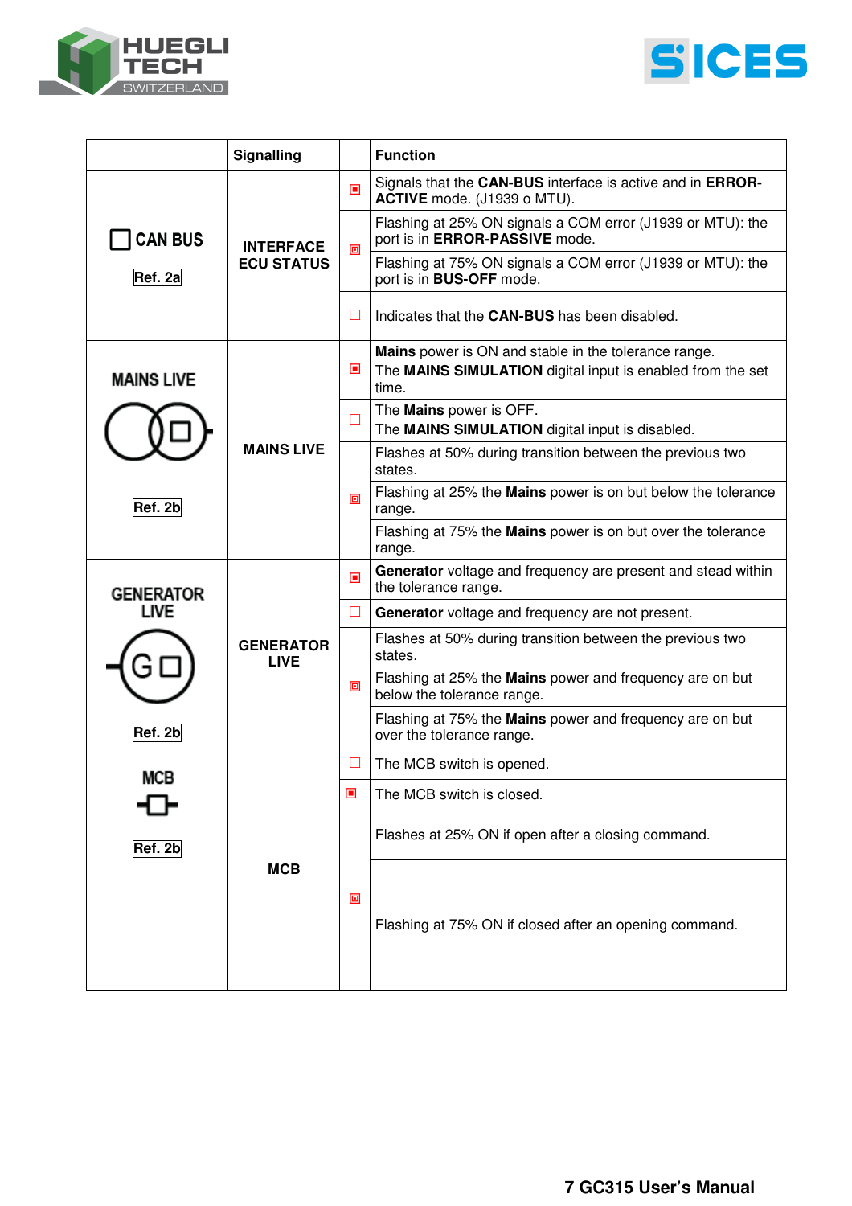|  | Signalling |  | Function |
|---|---|---|---|
| CAN BUS Ref. 2a | INTERFACE ECU STATUS | ▣ | Signals that the **CAN-BUS** interface is active and in **ERROR-ACTIVE** mode. (J1939 o MTU). |
|  |  | ▣ | Flashing at 25% ON signals a COM error (J1939 or MTU): the port is in **ERROR-PASSIVE** mode. |
|  |  |  | Flashing at 75% ON signals a COM error (J1939 or MTU): the port is in **BUS-OFF** mode. |
|  |  | ☐ | Indicates that the **CAN-BUS** has been disabled. |
| MAINS LIVE Ref. 2b | MAINS LIVE | ▣ | **Mains** power is ON and stable in the tolerance range. The **MAINS SIMULATION** digital input is enabled from the set time. |
|  |  | ☐ | The **Mains** power is OFF. The **MAINS SIMULATION** digital input is disabled. |
|  |  | ▣ | Flashes at 50% during transition between the previous two states. |
|  |  |  | Flashing at 25% the **Mains** power is on but below the tolerance range. |
|  |  |  | Flashing at 75% the **Mains** power is on but over the tolerance range. |
| GENERATOR LIVE Ref. 2b | GENERATOR LIVE | ▣ | **Generator** voltage and frequency are present and stead within the tolerance range. |
|  |  | ☐ | **Generator** voltage and frequency are not present. |
|  |  | ▣ | Flashes at 50% during transition between the previous two states. |
|  |  |  | Flashing at 25% the **Mains** power and frequency are on but below the tolerance range. |
|  |  |  | Flashing at 75% the **Mains** power and frequency are on but over the tolerance range. |
| MCB Ref. 2b | MCB | ☐ | The MCB switch is opened. |
|  |  | ▣ | The MCB switch is closed. |
|  |  | ▣ | Flashes at 25% ON if open after a closing command. |
|  |  |  | Flashing at 75% ON if closed after an opening command. |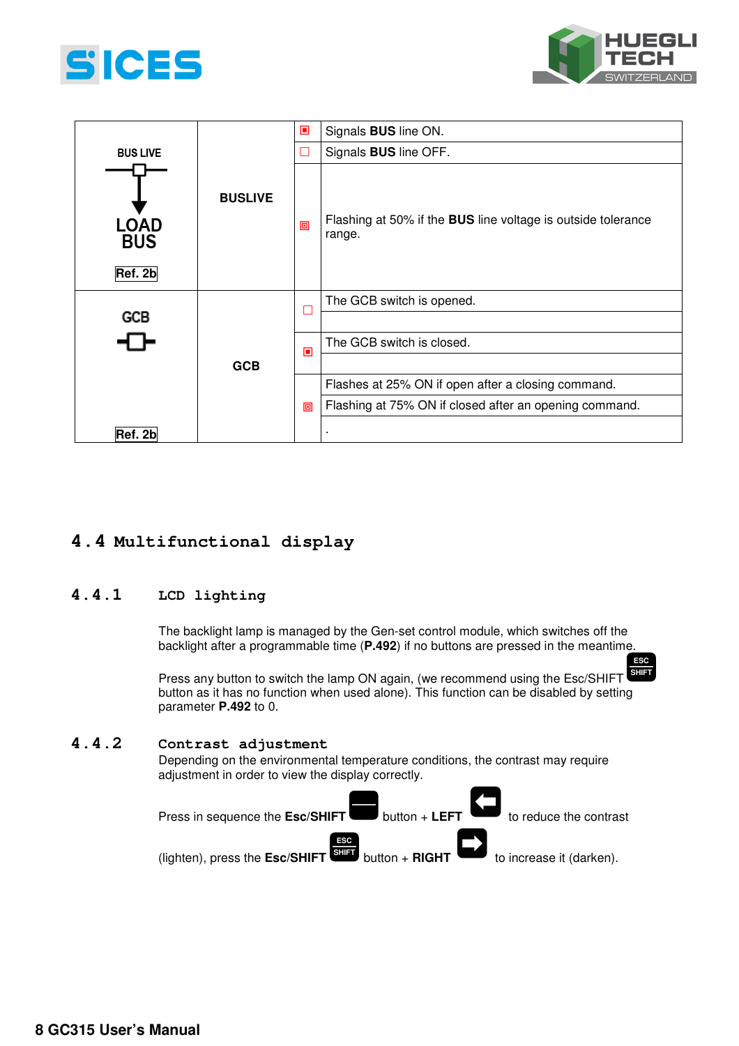| | | | |
|---|---|---|---|
| BUS LIVE<br>LOAD BUS<br>Ref. 2b | **BUSLIVE** | ▣ | Signals **BUS** line ON. |
| | | ☐ | Signals **BUS** line OFF. |
| | | ▣ | Flashing at 50% if the **BUS** line voltage is outside tolerance range. |
| GCB<br>Ref. 2b | **GCB** | ☐ | The GCB switch is opened. |
| | | ▣ | The GCB switch is closed. |
| | | ▣ | Flashes at 25% ON if open after a closing command. |
| | | | Flashing at 75% ON if closed after an opening command. |
| | | | . |

## 4.4 Multifunctional display

### 4.4.1 LCD lighting

The backlight lamp is managed by the Gen-set control module, which switches off the backlight after a programmable time (**P.492**) if no buttons are pressed in the meantime.

Press any button to switch the lamp ON again, (we recommend using the Esc/SHIFT [ESC SHIFT] button as it has no function when used alone). This function can be disabled by setting parameter **P.492** to 0.

### 4.4.2 Contrast adjustment

Depending on the environmental temperature conditions, the contrast may require adjustment in order to view the display correctly.

Press in sequence the **Esc/SHIFT** button + **LEFT** to reduce the contrast (lighten), press the **Esc/SHIFT** [ESC SHIFT] button + **RIGHT** to increase it (darken).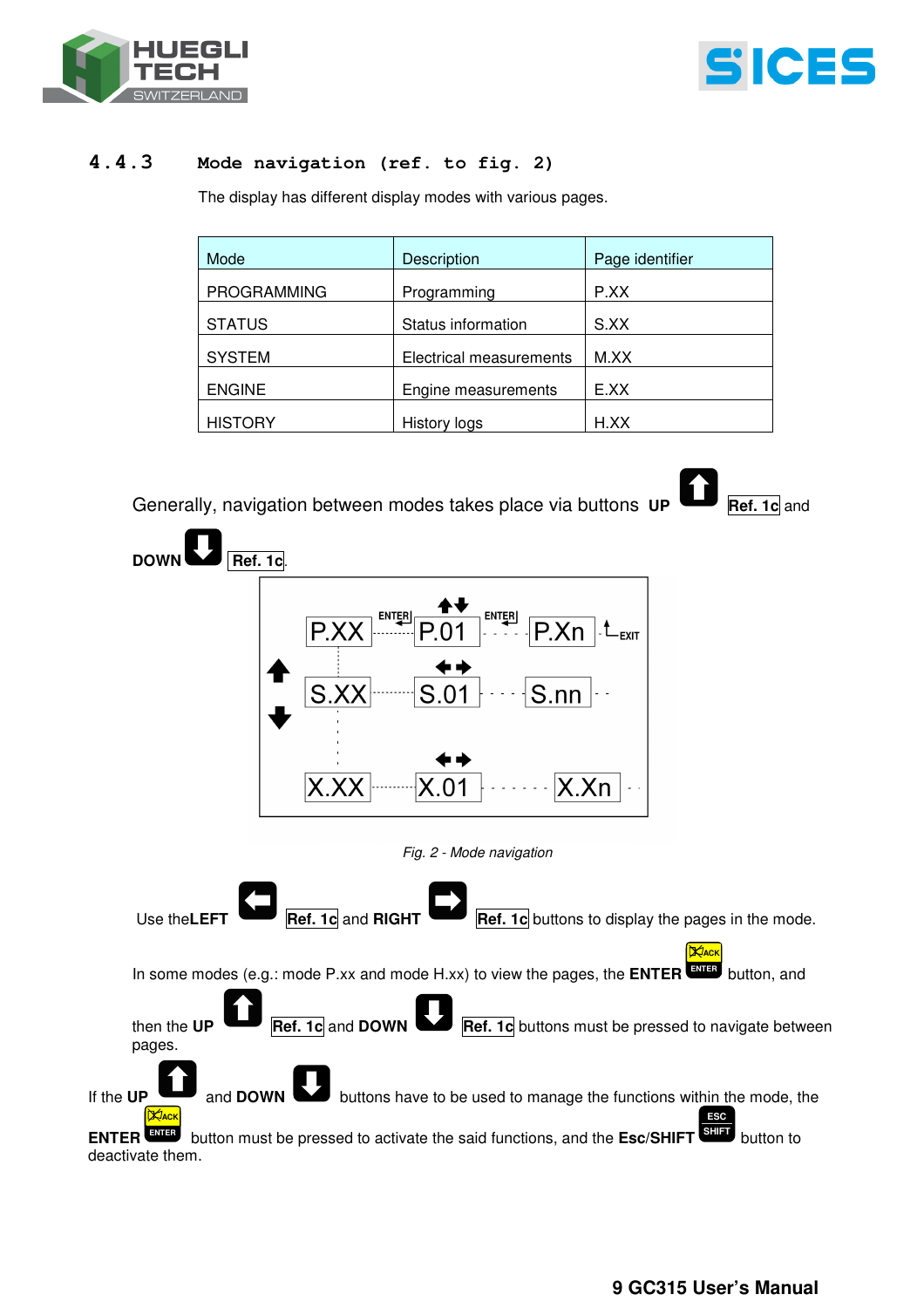### 4.4.3 Mode navigation (ref. to fig. 2)

The display has different display modes with various pages.

| Mode | Description | Page identifier |
|---|---|---|
| PROGRAMMING | Programming | P.XX |
| STATUS | Status information | S.XX |
| SYSTEM | Electrical measurements | M.XX |
| ENGINE | Engine measurements | E.XX |
| HISTORY | History logs | H.XX |

Generally, navigation between modes takes place via buttons **UP** Ref. 1c and **DOWN** Ref. 1c.

*Fig. 2 - Mode navigation*

Use the **LEFT** Ref. 1c and **RIGHT** Ref. 1c buttons to display the pages in the mode.

In some modes (e.g.: mode P.xx and mode H.xx) to view the pages, the **ENTER** button, and then the **UP** Ref. 1c and **DOWN** Ref. 1c buttons must be pressed to navigate between pages.

If the **UP** and **DOWN** buttons have to be used to manage the functions within the mode, the **ENTER** button must be pressed to activate the said functions, and the **Esc/SHIFT** button to deactivate them.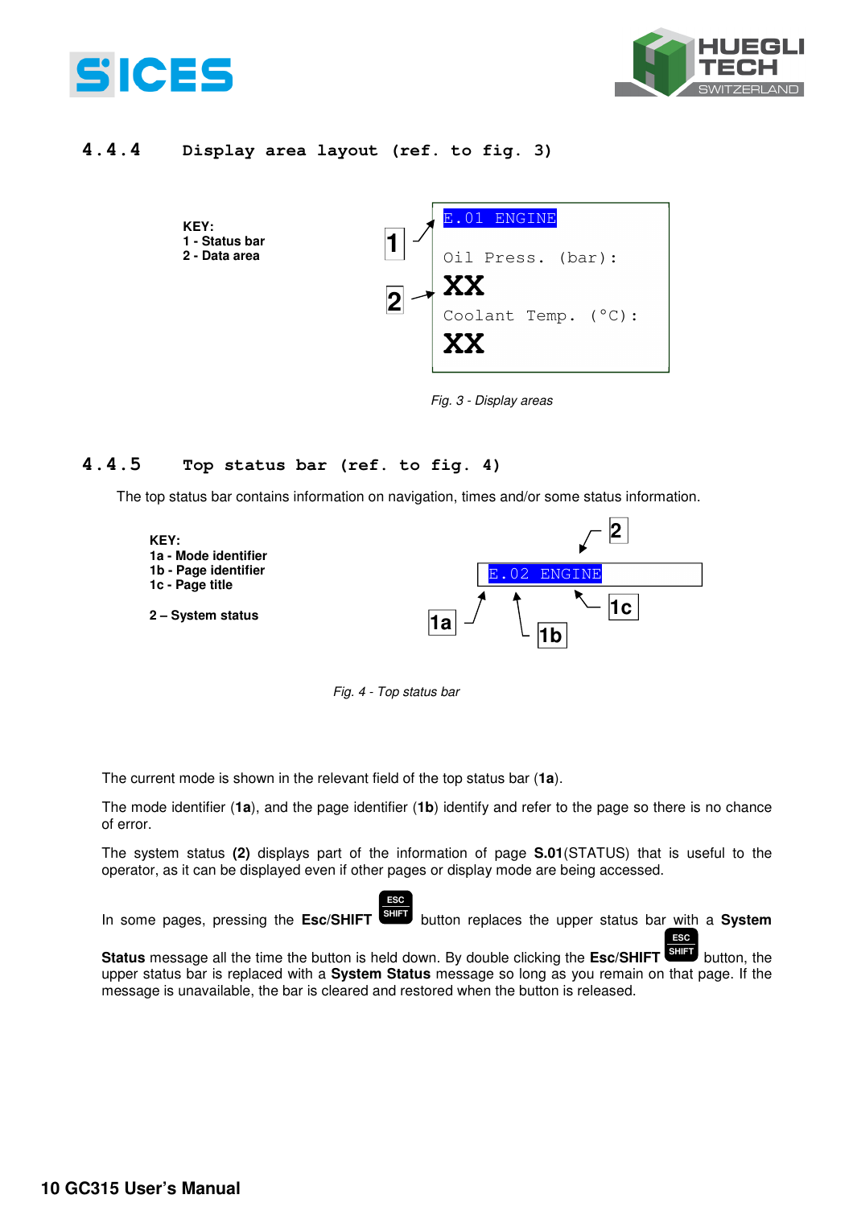### 4.4.4 Display area layout (ref. to fig. 3)

**KEY:**
**1 - Status bar**
**2 - Data area**

```
E.01 ENGINE

Oil Press. (bar):
XX
Coolant Temp. (°C):
XX
```

*Fig. 3 - Display areas*

### 4.4.5 Top status bar (ref. to fig. 4)

The top status bar contains information on navigation, times and/or some status information.

**KEY:**
**1a - Mode identifier**
**1b - Page identifier**
**1c - Page title**

**2 – System status**

```
E.02 ENGINE
```

*Fig. 4 - Top status bar*

The current mode is shown in the relevant field of the top status bar (**1a**).

The mode identifier (**1a**), and the page identifier (**1b**) identify and refer to the page so there is no chance of error.

The system status **(2)** displays part of the information of page **S.01**(STATUS) that is useful to the operator, as it can be displayed even if other pages or display mode are being accessed.

In some pages, pressing the **Esc/SHIFT** ESC SHIFT button replaces the upper status bar with a **System Status** message all the time the button is held down. By double clicking the **Esc/SHIFT** ESC SHIFT button, the upper status bar is replaced with a **System Status** message so long as you remain on that page. If the message is unavailable, the bar is cleared and restored when the button is released.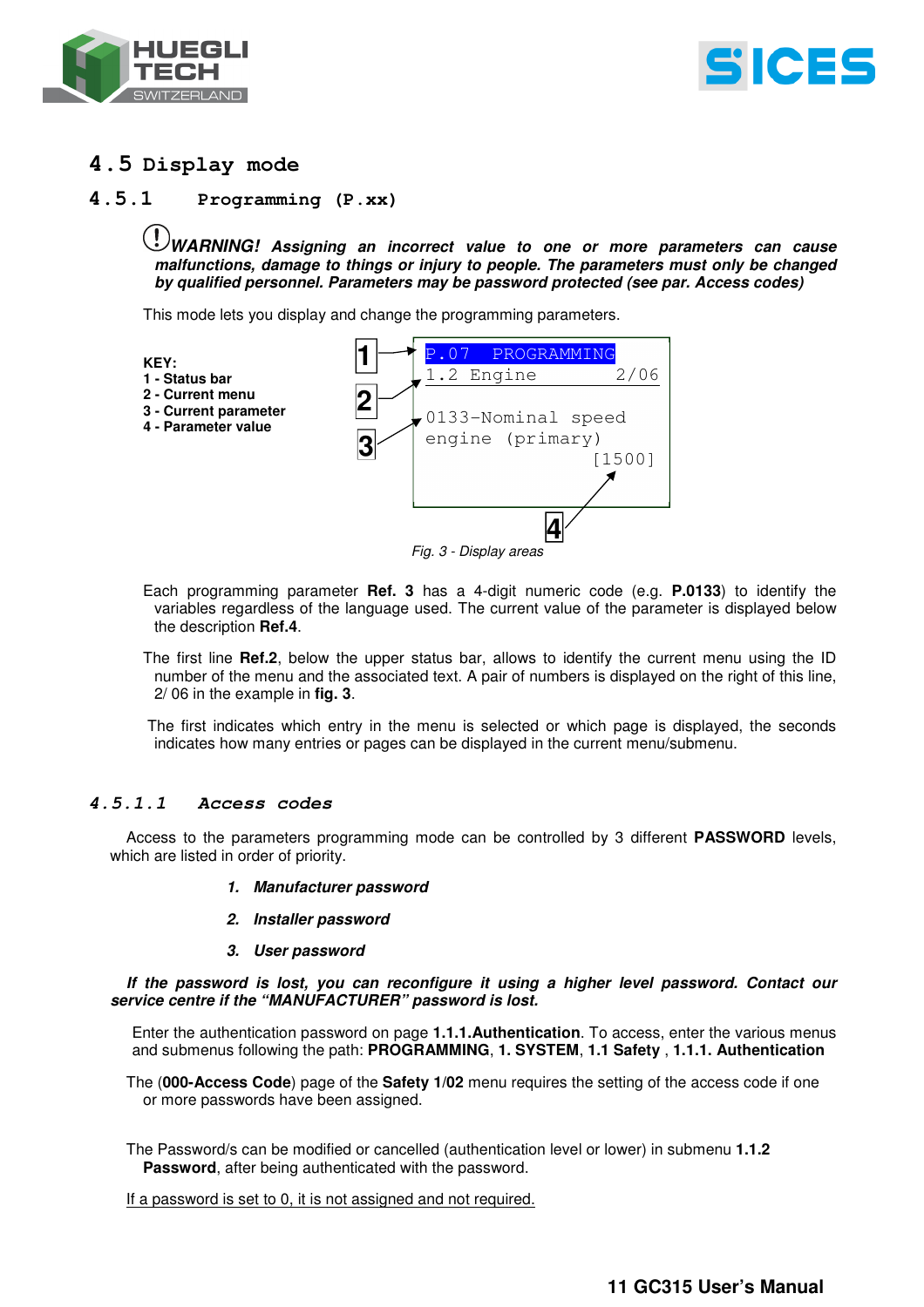## 4.5 Display mode

### 4.5.1 Programming (P.xx)

**_WARNING! Assigning an incorrect value to one or more parameters can cause malfunctions, damage to things or injury to people. The parameters must only be changed by qualified personnel. Parameters may be password protected (see par. Access codes)_**

This mode lets you display and change the programming parameters.

**KEY:**
**1 - Status bar**
**2 - Current menu**
**3 - Current parameter**
**4 - Parameter value**

```
P.07  PROGRAMMING
1.2 Engine         2/06

0133-Nominal speed
engine (primary)
                [1500]
```

*Fig. 3 - Display areas*

Each programming parameter **Ref. 3** has a 4-digit numeric code (e.g. **P.0133**) to identify the variables regardless of the language used. The current value of the parameter is displayed below the description **Ref.4**.

The first line **Ref.2**, below the upper status bar, allows to identify the current menu using the ID number of the menu and the associated text. A pair of numbers is displayed on the right of this line, 2/ 06 in the example in **fig. 3**.

The first indicates which entry in the menu is selected or which page is displayed, the seconds indicates how many entries or pages can be displayed in the current menu/submenu.

#### 4.5.1.1 Access codes

Access to the parameters programming mode can be controlled by 3 different **PASSWORD** levels, which are listed in order of priority.

1. ***Manufacturer password***
2. ***Installer password***
3. ***User password***

***If the password is lost, you can reconfigure it using a higher level password. Contact our service centre if the "MANUFACTURER" password is lost.***

Enter the authentication password on page **1.1.1.Authentication**. To access, enter the various menus and submenus following the path: **PROGRAMMING**, **1. SYSTEM**, **1.1 Safety** , **1.1.1. Authentication**

The (**000-Access Code**) page of the **Safety 1/02** menu requires the setting of the access code if one or more passwords have been assigned.

The Password/s can be modified or cancelled (authentication level or lower) in submenu **1.1.2 Password**, after being authenticated with the password.

<u>If a password is set to 0, it is not assigned and not required.</u>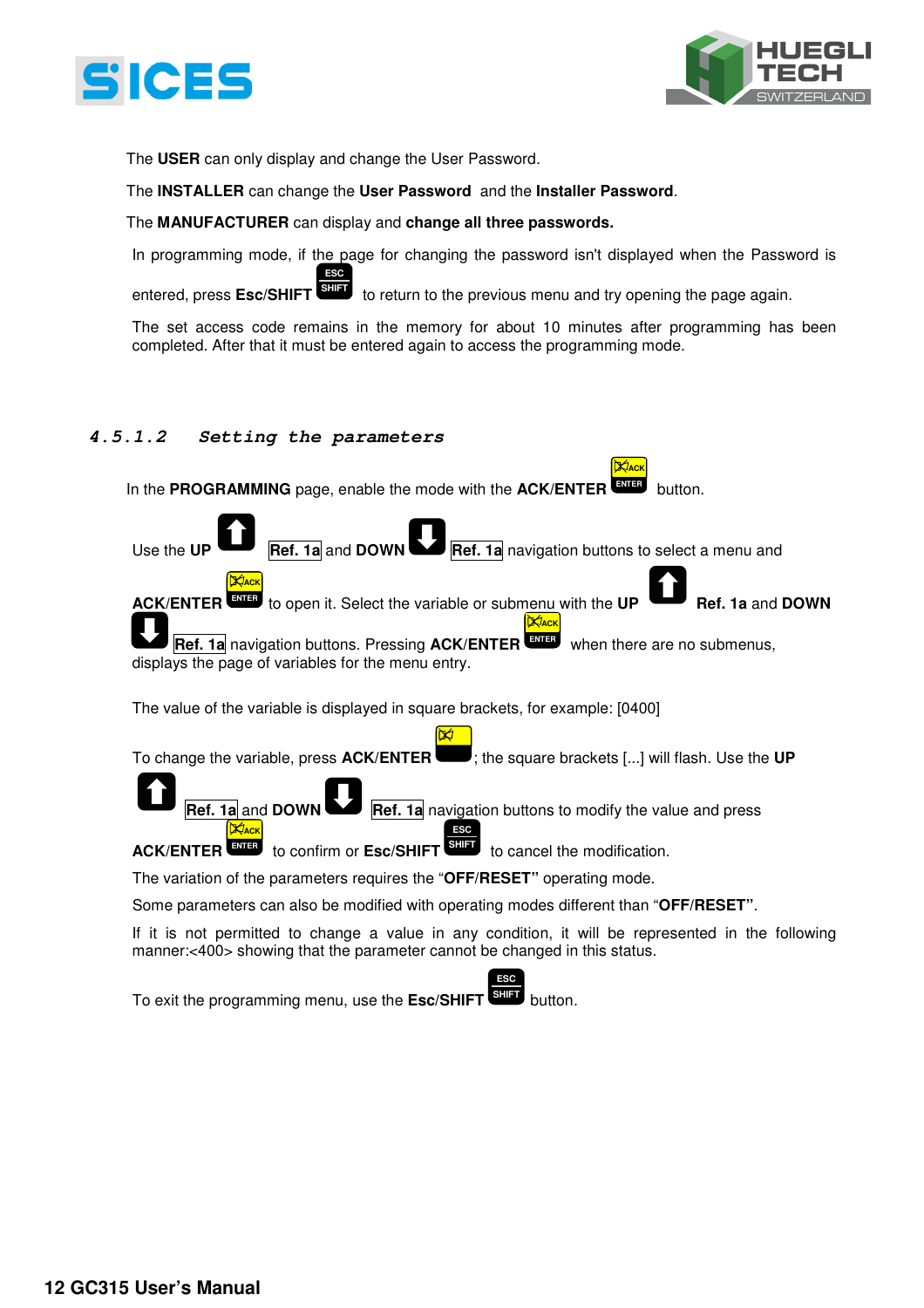The **USER** can only display and change the User Password.

The **INSTALLER** can change the **User Password** and the **Installer Password**.

The **MANUFACTURER** can display and **change all three passwords.**

In programming mode, if the page for changing the password isn't displayed when the Password is entered, press **Esc**/**SHIFT** to return to the previous menu and try opening the page again.

The set access code remains in the memory for about 10 minutes after programming has been completed. After that it must be entered again to access the programming mode.

### *4.5.1.2 Setting the parameters*

In the **PROGRAMMING** page, enable the mode with the **ACK**/**ENTER** button.

Use the **UP** **Ref. 1a** and **DOWN** **Ref. 1a** navigation buttons to select a menu and **ACK**/**ENTER** to open it. Select the variable or submenu with the **UP** **Ref. 1a** and **DOWN** **Ref. 1a** navigation buttons. Pressing **ACK**/**ENTER** when there are no submenus, displays the page of variables for the menu entry.

The value of the variable is displayed in square brackets, for example: [0400]

To change the variable, press **ACK**/**ENTER** ; the square brackets [...] will flash. Use the **UP** **Ref. 1a** and **DOWN** **Ref. 1a** navigation buttons to modify the value and press **ACK**/**ENTER** to confirm or **Esc**/**SHIFT** to cancel the modification.

The variation of the parameters requires the "**OFF**/**RESET**" operating mode.

Some parameters can also be modified with operating modes different than "**OFF**/**RESET**".

If it is not permitted to change a value in any condition, it will be represented in the following manner:<400> showing that the parameter cannot be changed in this status.

To exit the programming menu, use the **Esc**/**SHIFT** button.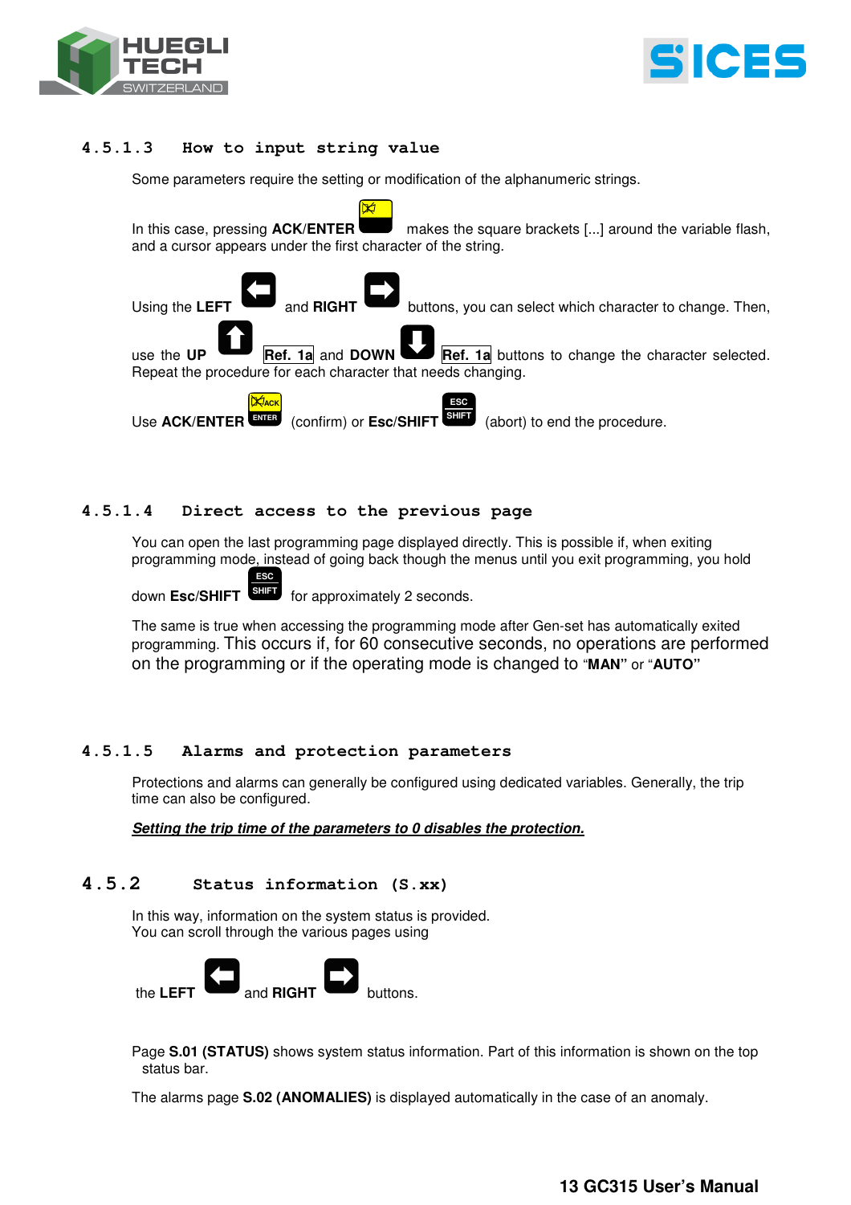#### 4.5.1.3 How to input string value

Some parameters require the setting or modification of the alphanumeric strings.

In this case, pressing **ACK/ENTER** makes the square brackets [...] around the variable flash, and a cursor appears under the first character of the string.

Using the **LEFT** and **RIGHT** buttons, you can select which character to change. Then, use the **UP** Ref. 1a and **DOWN** Ref. 1a buttons to change the character selected. Repeat the procedure for each character that needs changing.

Use **ACK/ENTER** (confirm) or **Esc/SHIFT** (abort) to end the procedure.

#### 4.5.1.4 Direct access to the previous page

You can open the last programming page displayed directly. This is possible if, when exiting programming mode, instead of going back though the menus until you exit programming, you hold down **Esc/SHIFT** for approximately 2 seconds.

The same is true when accessing the programming mode after Gen-set has automatically exited programming. This occurs if, for 60 consecutive seconds, no operations are performed on the programming or if the operating mode is changed to "**MAN**" or "**AUTO**"

#### 4.5.1.5 Alarms and protection parameters

Protections and alarms can generally be configured using dedicated variables. Generally, the trip time can also be configured.

***Setting the trip time of the parameters to 0 disables the protection.***

### 4.5.2 Status information (S.xx)

In this way, information on the system status is provided.
You can scroll through the various pages using

the **LEFT** and **RIGHT** buttons.

Page **S.01 (STATUS)** shows system status information. Part of this information is shown on the top status bar.

The alarms page **S.02 (ANOMALIES)** is displayed automatically in the case of an anomaly.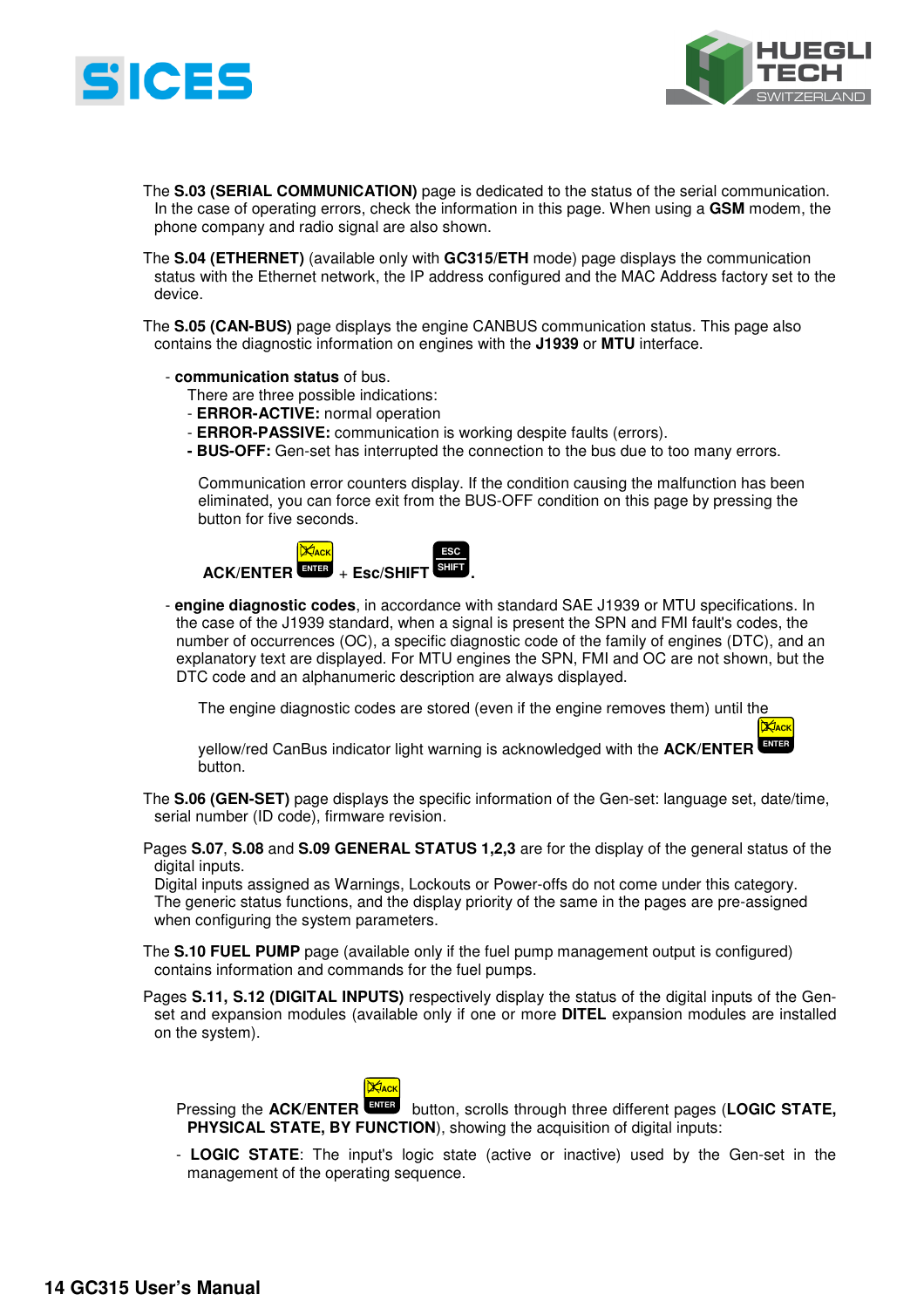The **S.03 (SERIAL COMMUNICATION)** page is dedicated to the status of the serial communication. In the case of operating errors, check the information in this page. When using a **GSM** modem, the phone company and radio signal are also shown.

The **S.04 (ETHERNET)** (available only with **GC315/ETH** mode) page displays the communication status with the Ethernet network, the IP address configured and the MAC Address factory set to the device.

The **S.05 (CAN-BUS)** page displays the engine CANBUS communication status. This page also contains the diagnostic information on engines with the **J1939** or **MTU** interface.

- **communication status** of bus.
  There are three possible indications:
  - **ERROR-ACTIVE:** normal operation
  - **ERROR-PASSIVE:** communication is working despite faults (errors).
  - **BUS-OFF:** Gen-set has interrupted the connection to the bus due to too many errors.

  Communication error counters display. If the condition causing the malfunction has been eliminated, you can force exit from the BUS-OFF condition on this page by pressing the button for five seconds.

  **ACK/ENTER** + **Esc/SHIFT**.

- **engine diagnostic codes**, in accordance with standard SAE J1939 or MTU specifications. In the case of the J1939 standard, when a signal is present the SPN and FMI fault's codes, the number of occurrences (OC), a specific diagnostic code of the family of engines (DTC), and an explanatory text are displayed. For MTU engines the SPN, FMI and OC are not shown, but the DTC code and an alphanumeric description are always displayed.

  The engine diagnostic codes are stored (even if the engine removes them) until the yellow/red CanBus indicator light warning is acknowledged with the **ACK/ENTER** button.

The **S.06 (GEN-SET)** page displays the specific information of the Gen-set: language set, date/time, serial number (ID code), firmware revision.

Pages **S.07**, **S.08** and **S.09 GENERAL STATUS 1,2,3** are for the display of the general status of the digital inputs.
Digital inputs assigned as Warnings, Lockouts or Power-offs do not come under this category.
The generic status functions, and the display priority of the same in the pages are pre-assigned when configuring the system parameters.

The **S.10 FUEL PUMP** page (available only if the fuel pump management output is configured) contains information and commands for the fuel pumps.

Pages **S.11, S.12 (DIGITAL INPUTS)** respectively display the status of the digital inputs of the Gen-set and expansion modules (available only if one or more **DITEL** expansion modules are installed on the system).

Pressing the **ACK/ENTER** button, scrolls through three different pages (**LOGIC STATE, PHYSICAL STATE, BY FUNCTION**), showing the acquisition of digital inputs:

- **LOGIC STATE**: The input's logic state (active or inactive) used by the Gen-set in the management of the operating sequence.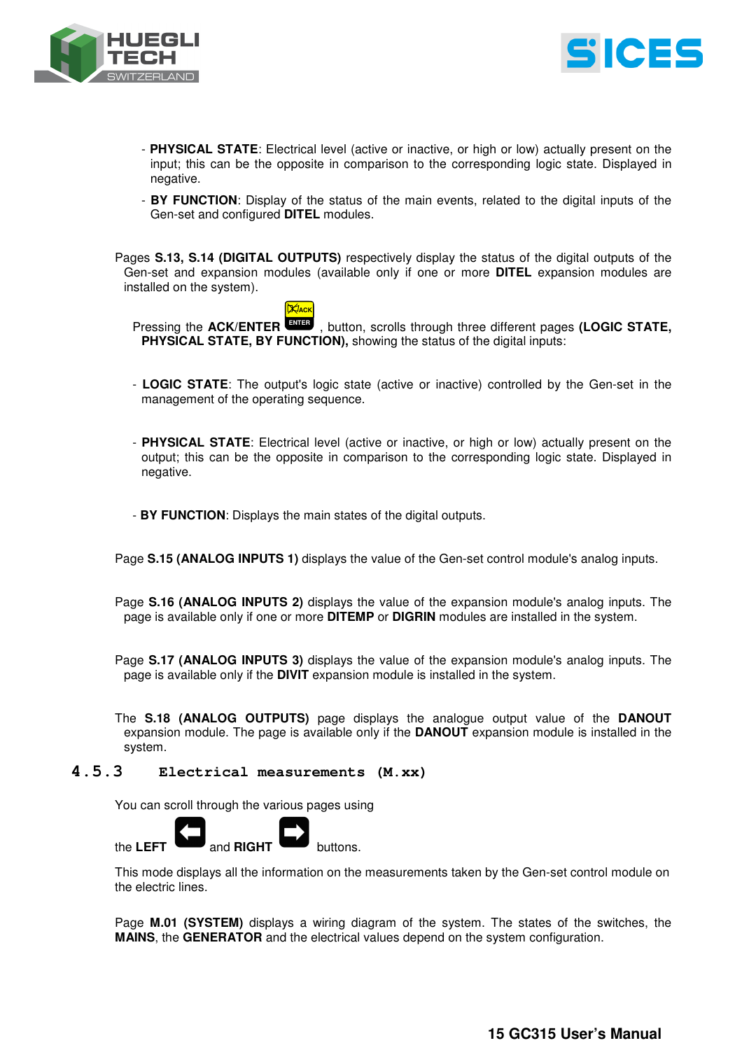- **PHYSICAL STATE**: Electrical level (active or inactive, or high or low) actually present on the input; this can be the opposite in comparison to the corresponding logic state. Displayed in negative.
- **BY FUNCTION**: Display of the status of the main events, related to the digital inputs of the Gen-set and configured **DITEL** modules.

Pages **S.13, S.14 (DIGITAL OUTPUTS)** respectively display the status of the digital outputs of the Gen-set and expansion modules (available only if one or more **DITEL** expansion modules are installed on the system).

Pressing the **ACK**/**ENTER** , button, scrolls through three different pages **(LOGIC STATE, PHYSICAL STATE, BY FUNCTION),** showing the status of the digital inputs:

- **LOGIC STATE**: The output's logic state (active or inactive) controlled by the Gen-set in the management of the operating sequence.

- **PHYSICAL STATE**: Electrical level (active or inactive, or high or low) actually present on the output; this can be the opposite in comparison to the corresponding logic state. Displayed in negative.

- **BY FUNCTION**: Displays the main states of the digital outputs.

Page **S.15 (ANALOG INPUTS 1)** displays the value of the Gen-set control module's analog inputs.

Page **S.16 (ANALOG INPUTS 2)** displays the value of the expansion module's analog inputs. The page is available only if one or more **DITEMP** or **DIGRIN** modules are installed in the system.

Page **S.17 (ANALOG INPUTS 3)** displays the value of the expansion module's analog inputs. The page is available only if the **DIVIT** expansion module is installed in the system.

The **S.18 (ANALOG OUTPUTS)** page displays the analogue output value of the **DANOUT** expansion module. The page is available only if the **DANOUT** expansion module is installed in the system.

### 4.5.3 Electrical measurements (M.xx)

You can scroll through the various pages using

the **LEFT** and **RIGHT** buttons.

This mode displays all the information on the measurements taken by the Gen-set control module on the electric lines.

Page **M.01 (SYSTEM)** displays a wiring diagram of the system. The states of the switches, the **MAINS**, the **GENERATOR** and the electrical values depend on the system configuration.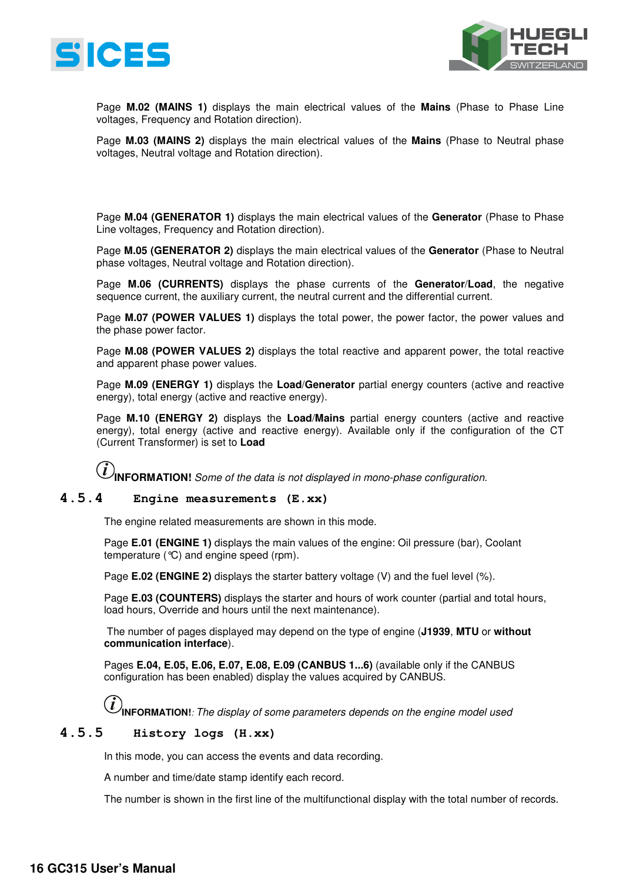Page **M.02 (MAINS 1)** displays the main electrical values of the **Mains** (Phase to Phase Line voltages, Frequency and Rotation direction).

Page **M.03 (MAINS 2)** displays the main electrical values of the **Mains** (Phase to Neutral phase voltages, Neutral voltage and Rotation direction).

Page **M.04 (GENERATOR 1)** displays the main electrical values of the **Generator** (Phase to Phase Line voltages, Frequency and Rotation direction).

Page **M.05 (GENERATOR 2)** displays the main electrical values of the **Generator** (Phase to Neutral phase voltages, Neutral voltage and Rotation direction).

Page **M.06 (CURRENTS)** displays the phase currents of the **Generator**/**Load**, the negative sequence current, the auxiliary current, the neutral current and the differential current.

Page **M.07 (POWER VALUES 1)** displays the total power, the power factor, the power values and the phase power factor.

Page **M.08 (POWER VALUES 2)** displays the total reactive and apparent power, the total reactive and apparent phase power values.

Page **M.09 (ENERGY 1)** displays the **Load**/**Generator** partial energy counters (active and reactive energy), total energy (active and reactive energy).

Page **M.10 (ENERGY 2)** displays the **Load**/**Mains** partial energy counters (active and reactive energy), total energy (active and reactive energy). Available only if the configuration of the CT (Current Transformer) is set to **Load**

**INFORMATION!** *Some of the data is not displayed in mono-phase configuration.*

### 4.5.4 Engine measurements (E.xx)

The engine related measurements are shown in this mode.

Page **E.01 (ENGINE 1)** displays the main values of the engine: Oil pressure (bar), Coolant temperature (℃) and engine speed (rpm).

Page **E.02 (ENGINE 2)** displays the starter battery voltage (V) and the fuel level (%).

Page **E.03 (COUNTERS)** displays the starter and hours of work counter (partial and total hours, load hours, Override and hours until the next maintenance).

The number of pages displayed may depend on the type of engine (**J1939**, **MTU** or **without communication interface**).

Pages **E.04, E.05, E.06, E.07, E.08, E.09 (CANBUS 1...6)** (available only if the CANBUS configuration has been enabled) display the values acquired by CANBUS.

**INFORMATION!**: *The display of some parameters depends on the engine model used*

### 4.5.5 History logs (H.xx)

In this mode, you can access the events and data recording.

A number and time/date stamp identify each record.

The number is shown in the first line of the multifunctional display with the total number of records.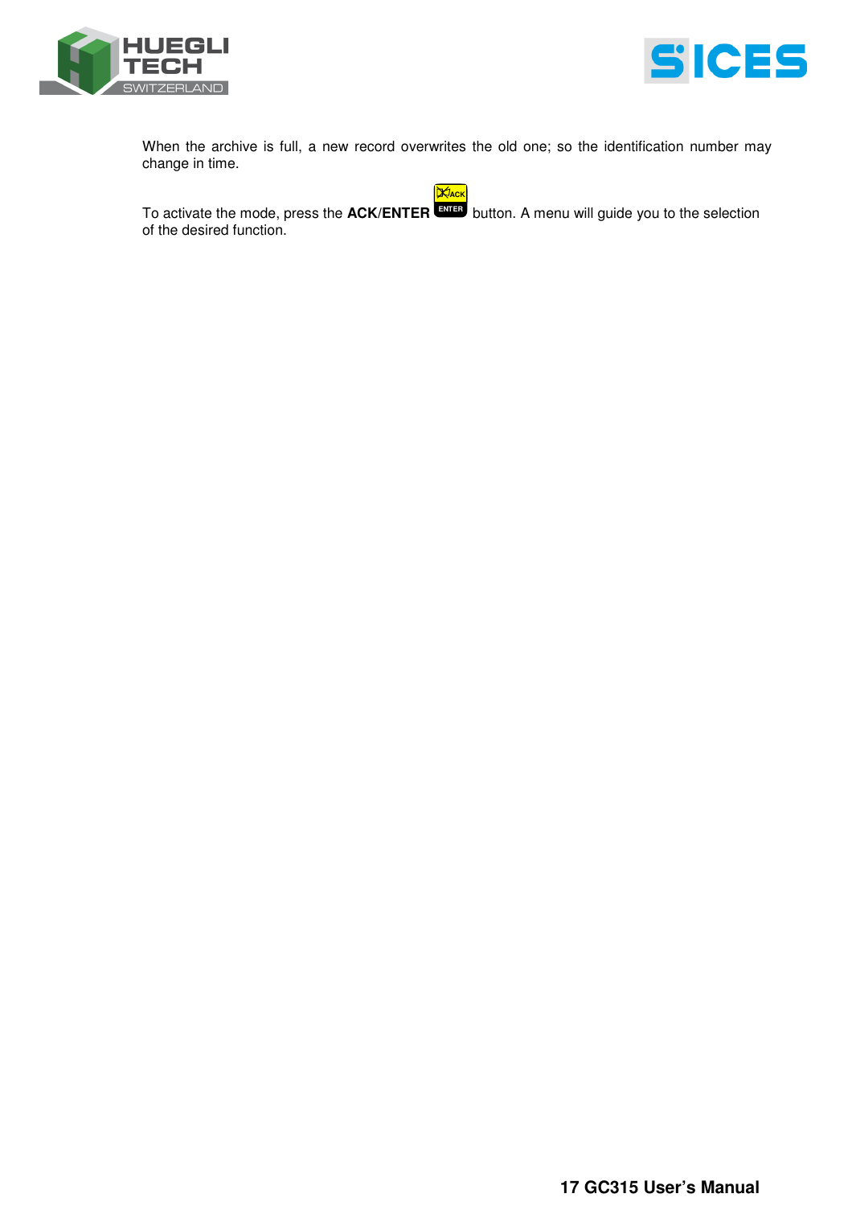When the archive is full, a new record overwrites the old one; so the identification number may change in time.

To activate the mode, press the **ACK**/**ENTER** button. A menu will guide you to the selection of the desired function.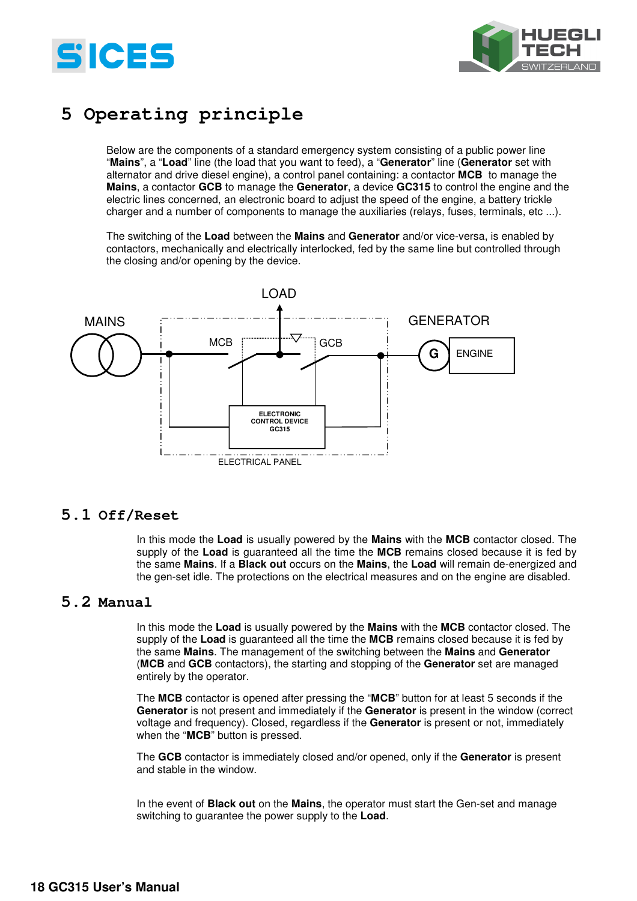# 5 Operating principle

Below are the components of a standard emergency system consisting of a public power line "**Mains**", a "**Load**" line (the load that you want to feed), a "**Generator**" line (**Generator** set with alternator and drive diesel engine), a control panel containing: a contactor **MCB** to manage the **Mains**, a contactor **GCB** to manage the **Generator**, a device **GC315** to control the engine and the electric lines concerned, an electronic board to adjust the speed of the engine, a battery trickle charger and a number of components to manage the auxiliaries (relays, fuses, terminals, etc ...).

The switching of the **Load** between the **Mains** and **Generator** and/or vice-versa, is enabled by contactors, mechanically and electrically interlocked, fed by the same line but controlled through the closing and/or opening by the device.

LOAD

MAINS

GENERATOR

MCB

GCB

G

ENGINE

ELECTRONIC CONTROL DEVICE GC315

ELECTRICAL PANEL

## 5.1 Off/Reset

In this mode the **Load** is usually powered by the **Mains** with the **MCB** contactor closed. The supply of the **Load** is guaranteed all the time the **MCB** remains closed because it is fed by the same **Mains**. If a **Black out** occurs on the **Mains**, the **Load** will remain de-energized and the gen-set idle. The protections on the electrical measures and on the engine are disabled.

## 5.2 Manual

In this mode the **Load** is usually powered by the **Mains** with the **MCB** contactor closed. The supply of the **Load** is guaranteed all the time the **MCB** remains closed because it is fed by the same **Mains**. The management of the switching between the **Mains** and **Generator** (**MCB** and **GCB** contactors), the starting and stopping of the **Generator** set are managed entirely by the operator.

The **MCB** contactor is opened after pressing the "**MCB**" button for at least 5 seconds if the **Generator** is not present and immediately if the **Generator** is present in the window (correct voltage and frequency). Closed, regardless if the **Generator** is present or not, immediately when the "**MCB**" button is pressed.

The **GCB** contactor is immediately closed and/or opened, only if the **Generator** is present and stable in the window.

In the event of **Black out** on the **Mains**, the operator must start the Gen-set and manage switching to guarantee the power supply to the **Load**.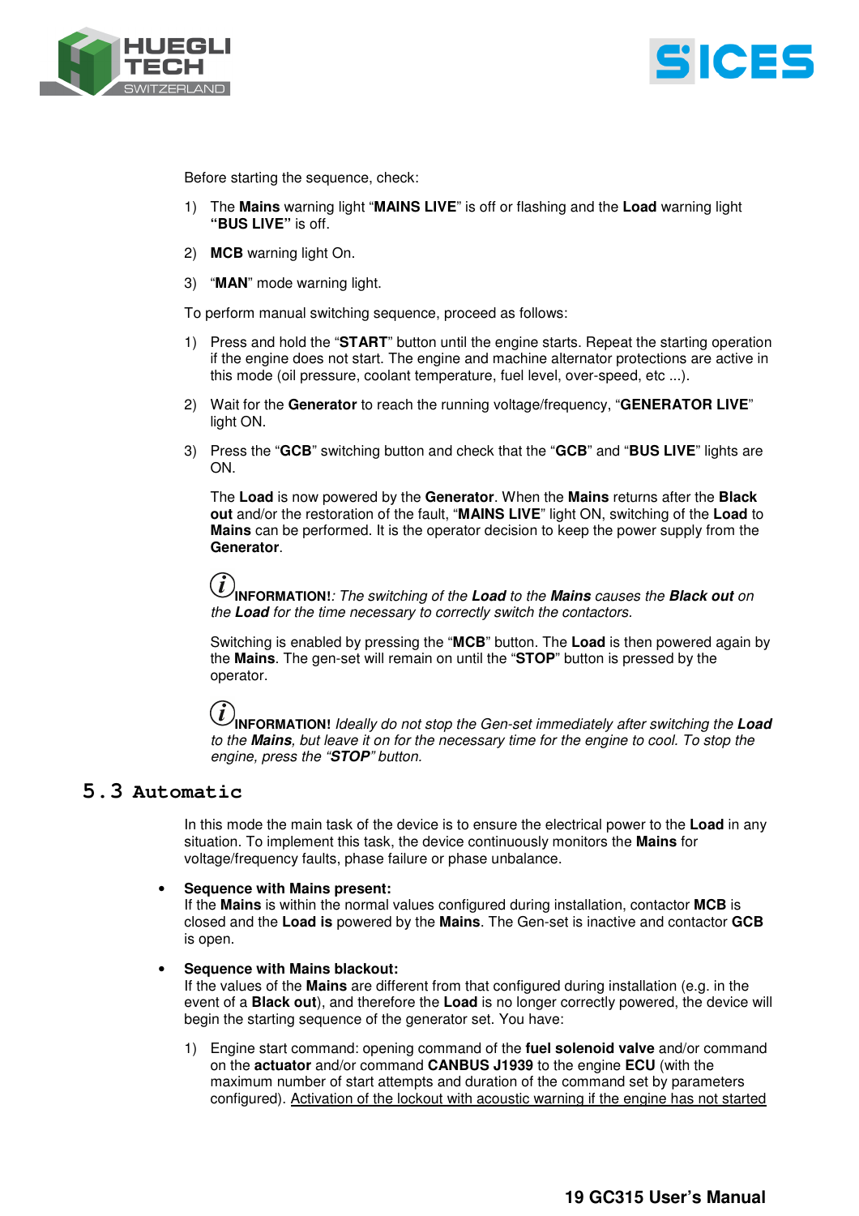Before starting the sequence, check:

1) The **Mains** warning light “**MAINS LIVE**” is off or flashing and the **Load** warning light **“BUS LIVE”** is off.
2) **MCB** warning light On.
3) “**MAN**” mode warning light.

To perform manual switching sequence, proceed as follows:

1) Press and hold the “**START**” button until the engine starts. Repeat the starting operation if the engine does not start. The engine and machine alternator protections are active in this mode (oil pressure, coolant temperature, fuel level, over-speed, etc ...).
2) Wait for the **Generator** to reach the running voltage/frequency, “**GENERATOR LIVE**” light ON.
3) Press the “**GCB**” switching button and check that the “**GCB**” and “**BUS LIVE**” lights are ON.

   The **Load** is now powered by the **Generator**. When the **Mains** returns after the **Black out** and/or the restoration of the fault, “**MAINS LIVE**” light ON, switching of the **Load** to **Mains** can be performed. It is the operator decision to keep the power supply from the **Generator**.

   **INFORMATION!**: *The switching of the **Load** to the **Mains** causes the **Black out** on the **Load** for the time necessary to correctly switch the contactors.*

   Switching is enabled by pressing the “**MCB**” button. The **Load** is then powered again by the **Mains**. The gen-set will remain on until the “**STOP**” button is pressed by the operator.

   **INFORMATION!** *Ideally do not stop the Gen-set immediately after switching the **Load** to the **Mains**, but leave it on for the necessary time for the engine to cool. To stop the engine, press the “**STOP**” button.*

## 5.3 Automatic

In this mode the main task of the device is to ensure the electrical power to the **Load** in any situation. To implement this task, the device continuously monitors the **Mains** for voltage/frequency faults, phase failure or phase unbalance.

- **Sequence with Mains present:**
  If the **Mains** is within the normal values configured during installation, contactor **MCB** is closed and the **Load is** powered by the **Mains**. The Gen-set is inactive and contactor **GCB** is open.

- **Sequence with Mains blackout:**
  If the values of the **Mains** are different from that configured during installation (e.g. in the event of a **Black out**), and therefore the **Load** is no longer correctly powered, the device will begin the starting sequence of the generator set. You have:

1) Engine start command: opening command of the **fuel solenoid valve** and/or command on the **actuator** and/or command **CANBUS J1939** to the engine **ECU** (with the maximum number of start attempts and duration of the command set by parameters configured). <u>Activation of the lockout with acoustic warning if the engine has not started</u>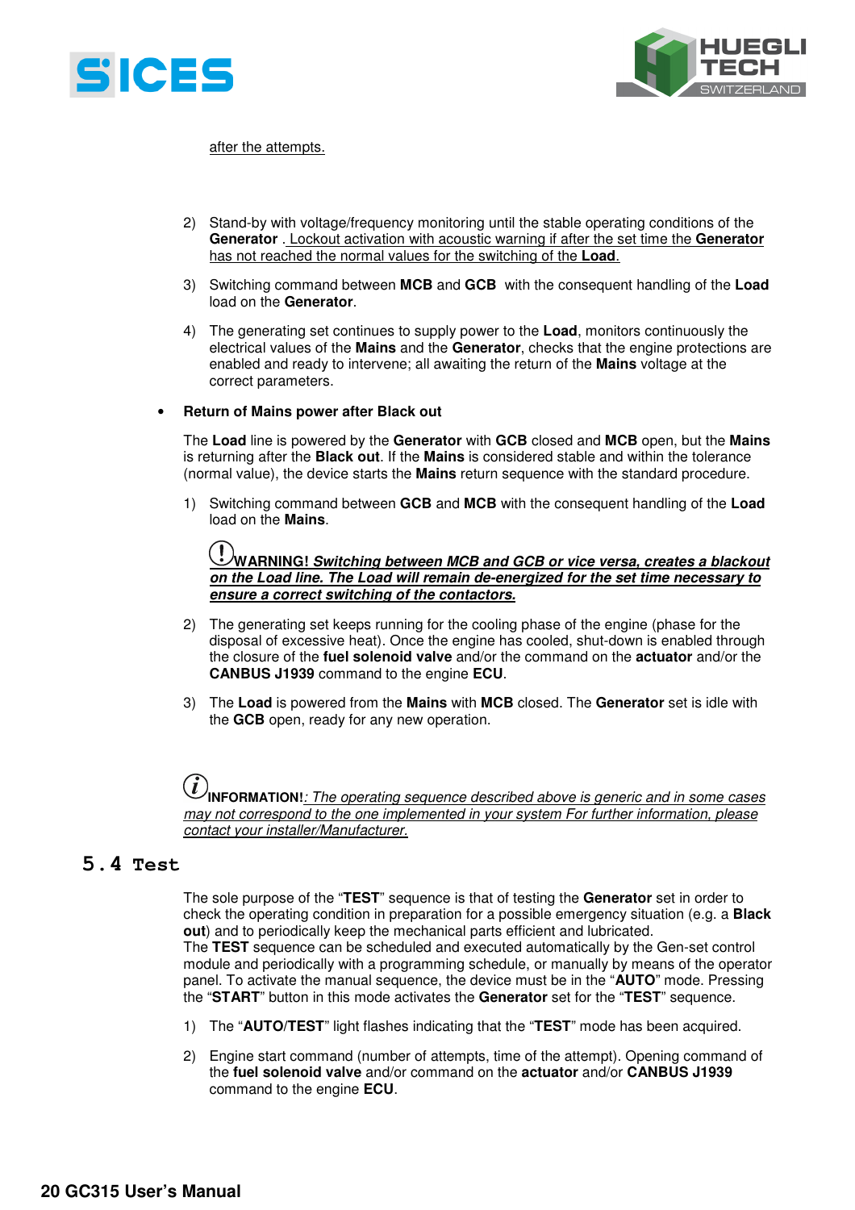after the attempts.

2) Stand-by with voltage/frequency monitoring until the stable operating conditions of the **Generator** . Lockout activation with acoustic warning if after the set time the **Generator** has not reached the normal values for the switching of the **Load**.

3) Switching command between **MCB** and **GCB** with the consequent handling of the **Load** load on the **Generator**.

4) The generating set continues to supply power to the **Load**, monitors continuously the electrical values of the **Mains** and the **Generator**, checks that the engine protections are enabled and ready to intervene; all awaiting the return of the **Mains** voltage at the correct parameters.

- **Return of Mains power after Black out**

The **Load** line is powered by the **Generator** with **GCB** closed and **MCB** open, but the **Mains** is returning after the **Black out**. If the **Mains** is considered stable and within the tolerance (normal value), the device starts the **Mains** return sequence with the standard procedure.

1) Switching command between **GCB** and **MCB** with the consequent handling of the **Load** load on the **Mains**.

   **WARNING!** ***Switching between MCB and GCB or vice versa, creates a blackout on the Load line. The Load will remain de-energized for the set time necessary to ensure a correct switching of the contactors.***

2) The generating set keeps running for the cooling phase of the engine (phase for the disposal of excessive heat). Once the engine has cooled, shut-down is enabled through the closure of the **fuel solenoid valve** and/or the command on the **actuator** and/or the **CANBUS J1939** command to the engine **ECU**.

3) The **Load** is powered from the **Mains** with **MCB** closed. The **Generator** set is idle with the **GCB** open, ready for any new operation.

**INFORMATION!**: *The operating sequence described above is generic and in some cases may not correspond to the one implemented in your system For further information, please contact your installer/Manufacturer.*

## 5.4 Test

The sole purpose of the "**TEST**" sequence is that of testing the **Generator** set in order to check the operating condition in preparation for a possible emergency situation (e.g. a **Black out**) and to periodically keep the mechanical parts efficient and lubricated.
The **TEST** sequence can be scheduled and executed automatically by the Gen-set control module and periodically with a programming schedule, or manually by means of the operator panel. To activate the manual sequence, the device must be in the "**AUTO**" mode. Pressing the "**START**" button in this mode activates the **Generator** set for the "**TEST**" sequence.

1) The "**AUTO/TEST**" light flashes indicating that the "**TEST**" mode has been acquired.

2) Engine start command (number of attempts, time of the attempt). Opening command of the **fuel solenoid valve** and/or command on the **actuator** and/or **CANBUS J1939** command to the engine **ECU**.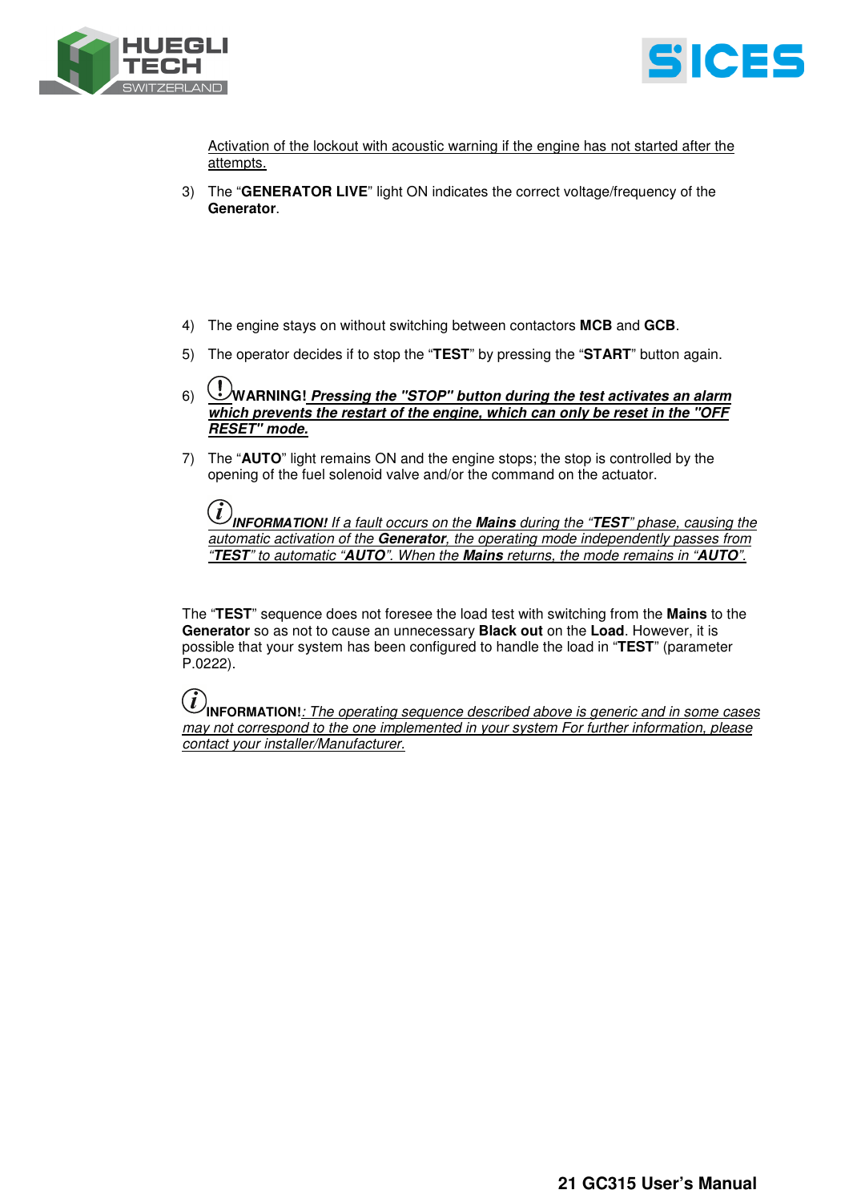Activation of the lockout with acoustic warning if the engine has not started after the attempts.

3) The "**GENERATOR LIVE**" light ON indicates the correct voltage/frequency of the **Generator**.

4) The engine stays on without switching between contactors **MCB** and **GCB**.

5) The operator decides if to stop the "**TEST**" by pressing the "**START**" button again.

6) **WARNING! *Pressing the "STOP" button during the test activates an alarm which prevents the restart of the engine, which can only be reset in the "OFF RESET" mode.***

7) The "**AUTO**" light remains ON and the engine stops; the stop is controlled by the opening of the fuel solenoid valve and/or the command on the actuator.

   ***INFORMATION!*** *If a fault occurs on the **Mains** during the "**TEST**" phase, causing the automatic activation of the **Generator**, the operating mode independently passes from "**TEST**" to automatic "**AUTO**". When the **Mains** returns, the mode remains in "**AUTO**".*

The "**TEST**" sequence does not foresee the load test with switching from the **Mains** to the **Generator** so as not to cause an unnecessary **Black out** on the **Load**. However, it is possible that your system has been configured to handle the load in "**TEST**" (parameter P.0222).

**INFORMATION!**: *The operating sequence described above is generic and in some cases may not correspond to the one implemented in your system For further information, please contact your installer/Manufacturer.*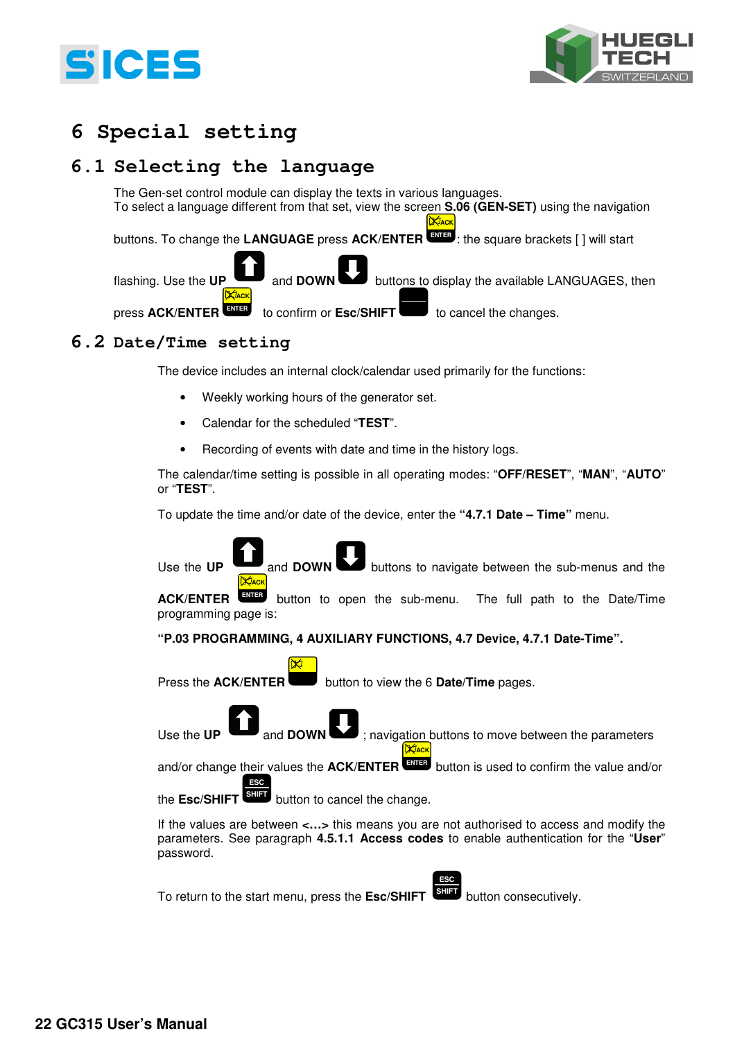# 6 Special setting

## 6.1 Selecting the language

The Gen-set control module can display the texts in various languages.
To select a language different from that set, view the screen **S.06 (GEN-SET)** using the navigation buttons. To change the **LANGUAGE** press **ACK/ENTER** : the square brackets [ ] will start flashing. Use the **UP** and **DOWN** buttons to display the available LANGUAGES, then press **ACK/ENTER** to confirm or **Esc/SHIFT** to cancel the changes.

## 6.2 Date/Time setting

The device includes an internal clock/calendar used primarily for the functions:

- Weekly working hours of the generator set.
- Calendar for the scheduled "**TEST**".
- Recording of events with date and time in the history logs.

The calendar/time setting is possible in all operating modes: "**OFF/RESET**", "**MAN**", "**AUTO**" or "**TEST**".

To update the time and/or date of the device, enter the **"4.7.1 Date – Time"** menu.

Use the **UP** and **DOWN** buttons to navigate between the sub-menus and the **ACK/ENTER** button to open the sub-menu. The full path to the Date/Time programming page is:

**"P.03 PROGRAMMING, 4 AUXILIARY FUNCTIONS, 4.7 Device, 4.7.1 Date-Time".**

Press the **ACK/ENTER** button to view the 6 **Date/Time** pages.

Use the **UP** and **DOWN** ; navigation buttons to move between the parameters and/or change their values the **ACK/ENTER** button is used to confirm the value and/or the **Esc/SHIFT** button to cancel the change.

If the values are between **<…>** this means you are not authorised to access and modify the parameters. See paragraph **4.5.1.1 Access codes** to enable authentication for the "**User**" password.

To return to the start menu, press the **Esc/SHIFT** button consecutively.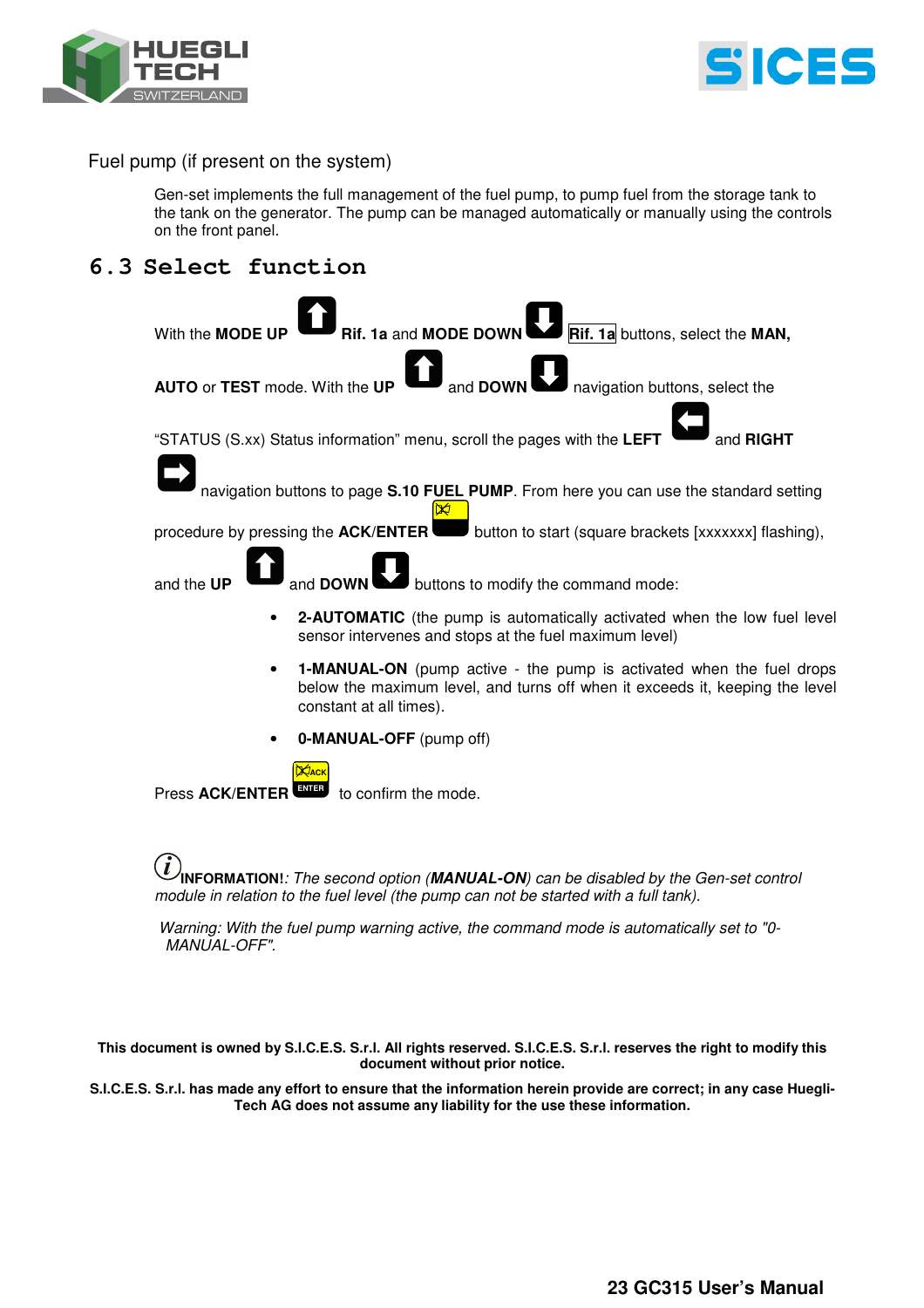Fuel pump (if present on the system)

Gen-set implements the full management of the fuel pump, to pump fuel from the storage tank to the tank on the generator. The pump can be managed automatically or manually using the controls on the front panel.

## 6.3 Select function

With the **MODE UP** **Rif. 1a** and **MODE DOWN** **Rif. 1a** buttons, select the **MAN, AUTO** or **TEST** mode. With the **UP** and **DOWN** navigation buttons, select the "STATUS (S.xx) Status information" menu, scroll the pages with the **LEFT** and **RIGHT** navigation buttons to page **S.10 FUEL PUMP**. From here you can use the standard setting procedure by pressing the **ACK/ENTER** button to start (square brackets [xxxxxxx] flashing), and the **UP** and **DOWN** buttons to modify the command mode:

- **2-AUTOMATIC** (the pump is automatically activated when the low fuel level sensor intervenes and stops at the fuel maximum level)
- **1-MANUAL-ON** (pump active - the pump is activated when the fuel drops below the maximum level, and turns off when it exceeds it, keeping the level constant at all times).
- **0-MANUAL-OFF** (pump off)

Press **ACK/ENTER** to confirm the mode.

**INFORMATION!**: *The second option (**MANUAL-ON**) can be disabled by the Gen-set control module in relation to the fuel level (the pump can not be started with a full tank).*

*Warning: With the fuel pump warning active, the command mode is automatically set to "0-MANUAL-OFF".*

**This document is owned by S.I.C.E.S. S.r.l. All rights reserved. S.I.C.E.S. S.r.l. reserves the right to modify this document without prior notice.**

**S.I.C.E.S. S.r.l. has made any effort to ensure that the information herein provide are correct; in any case Huegli-Tech AG does not assume any liability for the use these information.**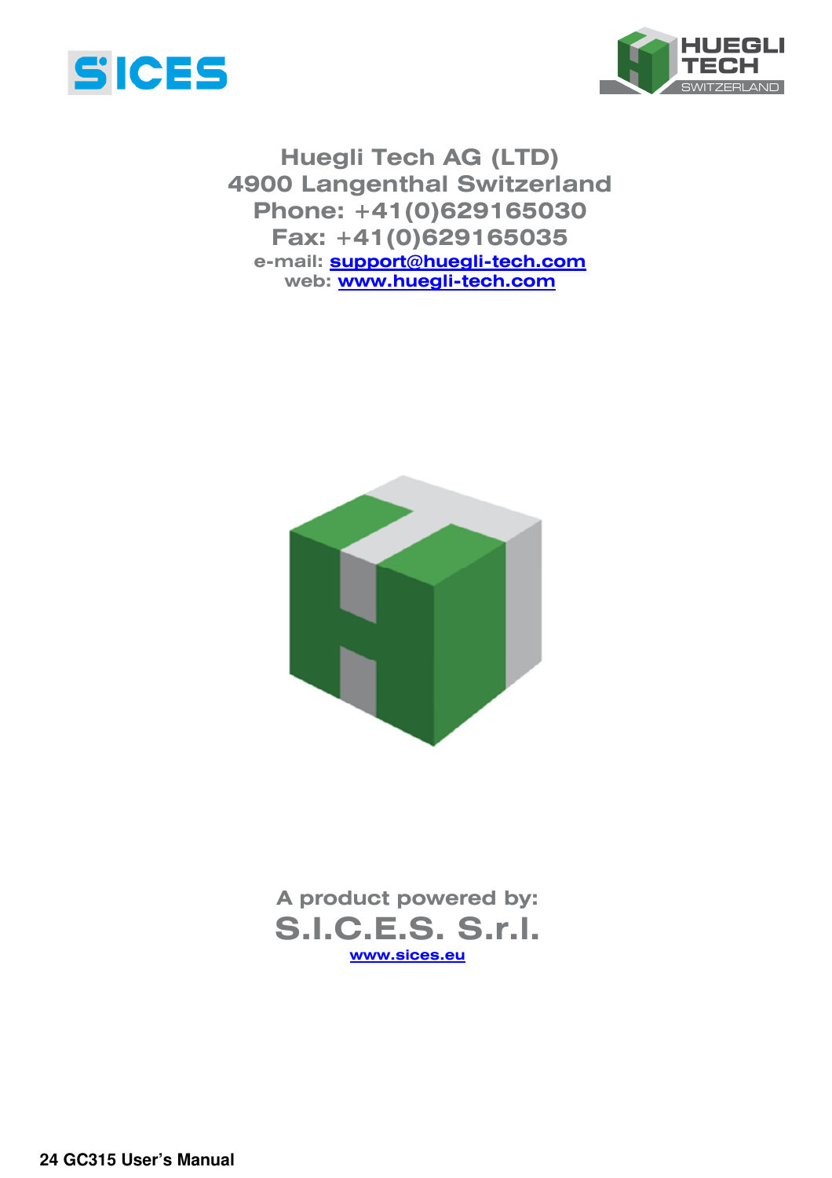Huegli Tech AG (LTD)
4900 Langenthal Switzerland
Phone: +41(0)629165030
Fax: +41(0)629165035
e-mail: support@huegli-tech.com
web: www.huegli-tech.com

A product powered by:
S.I.C.E.S. S.r.l.
www.sices.eu